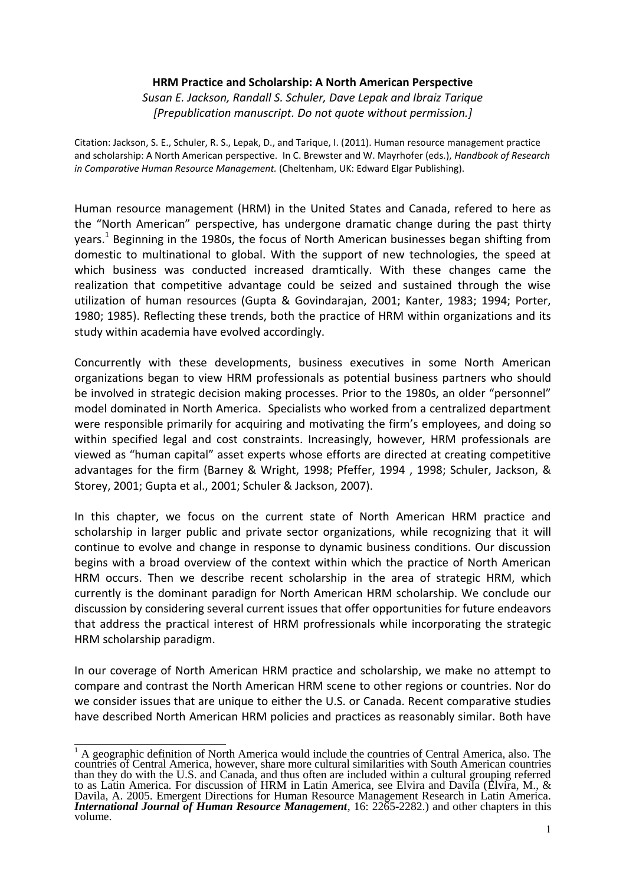# HRM Practice and Scholarship: A North American Perspective

*Susan E. Jackson, Randall S. Schuler, Dave Lepak and Ibraiz Tarique*

*[Prepublication manuscript. Do not quote without permission.]*

Citation: Jackson, S. E., Schuler, R. S., Lepak, D., and Tarique, I. (2011). Human resource management practice and scholarship: A North American perspective. In C. Brewster and W. Mayrhofer (eds.), *Handbook of Research in Comparative Human Resource Management.* (Cheltenham, UK: Edward Elgar Publishing).

Human resource management (HRM) in the United States and Canada, refered to here as the "North American" perspective, has undergone dramatic change during the past thirty years.[1] Beginning in the 1980s, the focus of North American businesses began shifting from domestic to multinational to global. With the support of new technologies, the speed at which business was conducted increased dramtically. With these changes came the realization that competitive advantage could be seized and sustained through the wise utilization of human resources (Gupta & Govindarajan, 2001; Kanter, 1983; 1994; Porter, 1980; 1985). Reflecting these trends, both the practice of HRM within organizations and its study within academia have evolved accordingly.

Concurrently with these developments, business executives in some North American organizations began to view HRM professionals as potential business partners who should be involved in strategic decision making processes. Prior to the 1980s, an older "personnel" model dominated in North America. Specialists who worked from a centralized department were responsible primarily for acquiring and motivating the firm's employees, and doing so within specified legal and cost constraints. Increasingly, however, HRM professionals are viewed as "human capital" asset experts whose efforts are directed at creating competitive advantages for the firm (Barney & Wright, 1998; Pfeffer, 1994 , 1998; Schuler, Jackson, & Storey, 2001; Gupta et al., 2001; Schuler & Jackson, 2007).

In this chapter, we focus on the current state of North American HRM practice and scholarship in larger public and private sector organizations, while recognizing that it will continue to evolve and change in response to dynamic business conditions. Our discussion begins with a broad overview of the context within which the practice of North American HRM occurs. Then we describe recent scholarship in the area of strategic HRM, which currently is the dominant paradign for North American HRM scholarship. We conclude our discussion by considering several current issues that offer opportunities for future endeavors that address the practical interest of HRM profressionals while incorporating the strategic HRM scholarship paradigm.

In our coverage of North American HRM practice and scholarship, we make no attempt to compare and contrast the North American HRM scene to other regions or countries. Nor do we consider issues that are unique to either the U.S. or Canada. Recent comparative studies have described North American HRM policies and practices as reasonably similar. Both have

---

[1] A geographic definition of North America would include the countries of Central America, also. The countries of Central America, however, share more cultural similarities with South American countries than they do with the U.S. and Canada, and thus often are included within a cultural grouping referred to as Latin America. For discussion of HRM in Latin America, see Elvira and Davila (Elvira, M., & Davila, A. 2005. Emergent Directions for Human Resource Management Research in Latin America. ***International Journal of Human Resource Management***, 16: 2265-2282.) and other chapters in this volume.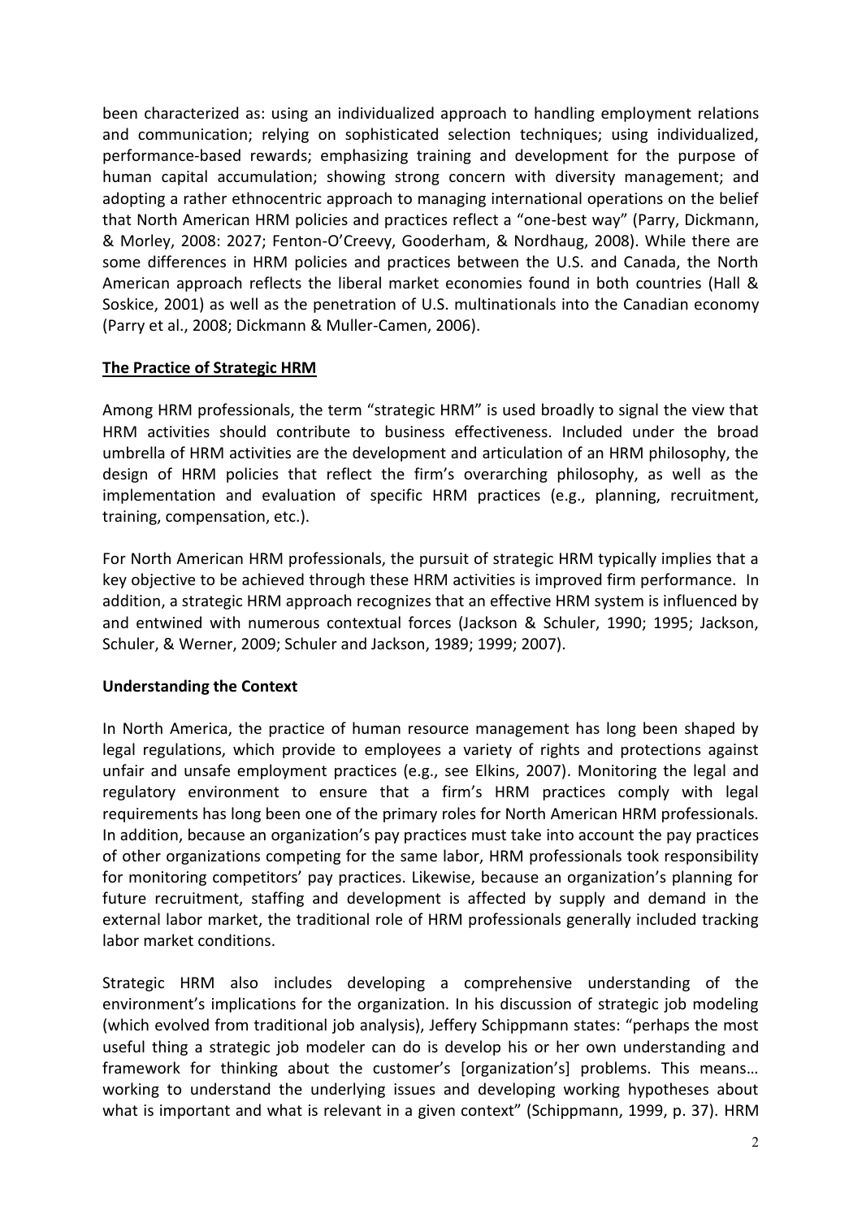been characterized as: using an individualized approach to handling employment relations and communication; relying on sophisticated selection techniques; using individualized, performance-based rewards; emphasizing training and development for the purpose of human capital accumulation; showing strong concern with diversity management; and adopting a rather ethnocentric approach to managing international operations on the belief that North American HRM policies and practices reflect a "one-best way" (Parry, Dickmann, & Morley, 2008: 2027; Fenton-O'Creevy, Gooderham, & Nordhaug, 2008). While there are some differences in HRM policies and practices between the U.S. and Canada, the North American approach reflects the liberal market economies found in both countries (Hall & Soskice, 2001) as well as the penetration of U.S. multinationals into the Canadian economy (Parry et al., 2008; Dickmann & Muller-Camen, 2006).

## The Practice of Strategic HRM

Among HRM professionals, the term "strategic HRM" is used broadly to signal the view that HRM activities should contribute to business effectiveness. Included under the broad umbrella of HRM activities are the development and articulation of an HRM philosophy, the design of HRM policies that reflect the firm's overarching philosophy, as well as the implementation and evaluation of specific HRM practices (e.g., planning, recruitment, training, compensation, etc.).

For North American HRM professionals, the pursuit of strategic HRM typically implies that a key objective to be achieved through these HRM activities is improved firm performance. In addition, a strategic HRM approach recognizes that an effective HRM system is influenced by and entwined with numerous contextual forces (Jackson & Schuler, 1990; 1995; Jackson, Schuler, & Werner, 2009; Schuler and Jackson, 1989; 1999; 2007).

### Understanding the Context

In North America, the practice of human resource management has long been shaped by legal regulations, which provide to employees a variety of rights and protections against unfair and unsafe employment practices (e.g., see Elkins, 2007). Monitoring the legal and regulatory environment to ensure that a firm's HRM practices comply with legal requirements has long been one of the primary roles for North American HRM professionals. In addition, because an organization's pay practices must take into account the pay practices of other organizations competing for the same labor, HRM professionals took responsibility for monitoring competitors' pay practices. Likewise, because an organization's planning for future recruitment, staffing and development is affected by supply and demand in the external labor market, the traditional role of HRM professionals generally included tracking labor market conditions.

Strategic HRM also includes developing a comprehensive understanding of the environment's implications for the organization. In his discussion of strategic job modeling (which evolved from traditional job analysis), Jeffery Schippmann states: "perhaps the most useful thing a strategic job modeler can do is develop his or her own understanding and framework for thinking about the customer's [organization's] problems. This means… working to understand the underlying issues and developing working hypotheses about what is important and what is relevant in a given context" (Schippmann, 1999, p. 37). HRM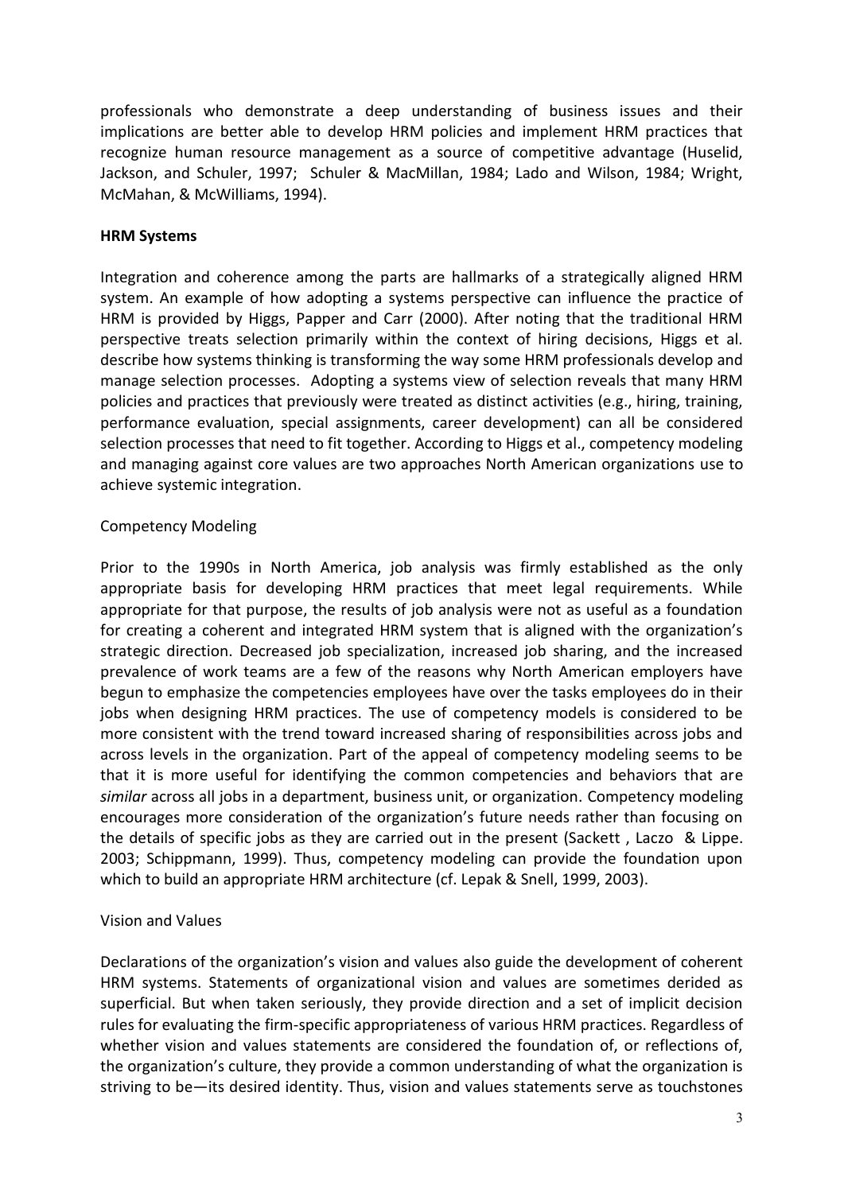professionals who demonstrate a deep understanding of business issues and their implications are better able to develop HRM policies and implement HRM practices that recognize human resource management as a source of competitive advantage (Huselid, Jackson, and Schuler, 1997; Schuler & MacMillan, 1984; Lado and Wilson, 1984; Wright, McMahan, & McWilliams, 1994).

**HRM Systems**

Integration and coherence among the parts are hallmarks of a strategically aligned HRM system. An example of how adopting a systems perspective can influence the practice of HRM is provided by Higgs, Papper and Carr (2000). After noting that the traditional HRM perspective treats selection primarily within the context of hiring decisions, Higgs et al. describe how systems thinking is transforming the way some HRM professionals develop and manage selection processes. Adopting a systems view of selection reveals that many HRM policies and practices that previously were treated as distinct activities (e.g., hiring, training, performance evaluation, special assignments, career development) can all be considered selection processes that need to fit together. According to Higgs et al., competency modeling and managing against core values are two approaches North American organizations use to achieve systemic integration.

Competency Modeling

Prior to the 1990s in North America, job analysis was firmly established as the only appropriate basis for developing HRM practices that meet legal requirements. While appropriate for that purpose, the results of job analysis were not as useful as a foundation for creating a coherent and integrated HRM system that is aligned with the organization's strategic direction. Decreased job specialization, increased job sharing, and the increased prevalence of work teams are a few of the reasons why North American employers have begun to emphasize the competencies employees have over the tasks employees do in their jobs when designing HRM practices. The use of competency models is considered to be more consistent with the trend toward increased sharing of responsibilities across jobs and across levels in the organization. Part of the appeal of competency modeling seems to be that it is more useful for identifying the common competencies and behaviors that are *similar* across all jobs in a department, business unit, or organization. Competency modeling encourages more consideration of the organization's future needs rather than focusing on the details of specific jobs as they are carried out in the present (Sackett , Laczo & Lippe. 2003; Schippmann, 1999). Thus, competency modeling can provide the foundation upon which to build an appropriate HRM architecture (cf. Lepak & Snell, 1999, 2003).

Vision and Values

Declarations of the organization's vision and values also guide the development of coherent HRM systems. Statements of organizational vision and values are sometimes derided as superficial. But when taken seriously, they provide direction and a set of implicit decision rules for evaluating the firm-specific appropriateness of various HRM practices. Regardless of whether vision and values statements are considered the foundation of, or reflections of, the organization's culture, they provide a common understanding of what the organization is striving to be—its desired identity. Thus, vision and values statements serve as touchstones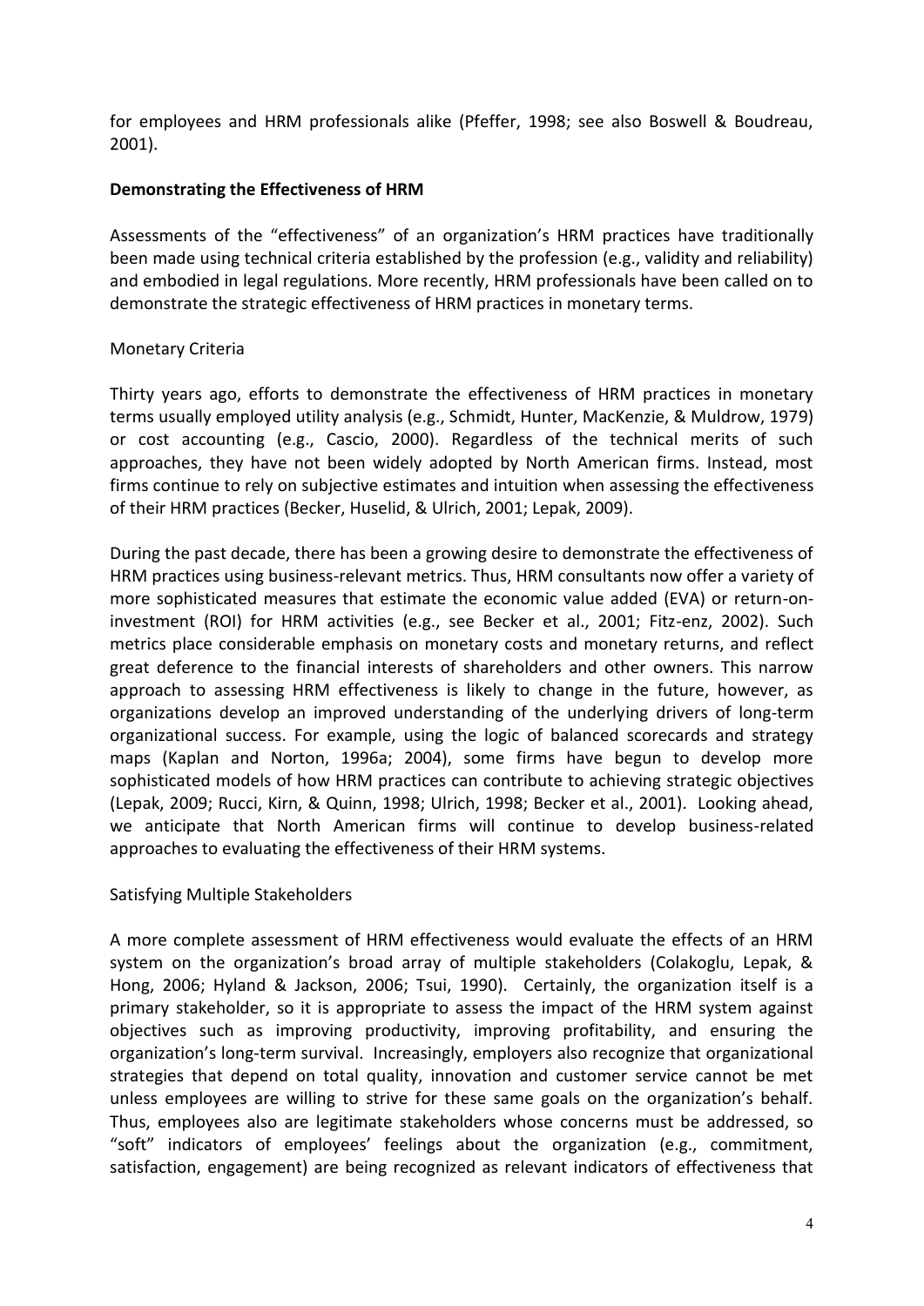for employees and HRM professionals alike (Pfeffer, 1998; see also Boswell & Boudreau, 2001).

**Demonstrating the Effectiveness of HRM**

Assessments of the "effectiveness" of an organization's HRM practices have traditionally been made using technical criteria established by the profession (e.g., validity and reliability) and embodied in legal regulations. More recently, HRM professionals have been called on to demonstrate the strategic effectiveness of HRM practices in monetary terms.

Monetary Criteria

Thirty years ago, efforts to demonstrate the effectiveness of HRM practices in monetary terms usually employed utility analysis (e.g., Schmidt, Hunter, MacKenzie, & Muldrow, 1979) or cost accounting (e.g., Cascio, 2000). Regardless of the technical merits of such approaches, they have not been widely adopted by North American firms. Instead, most firms continue to rely on subjective estimates and intuition when assessing the effectiveness of their HRM practices (Becker, Huselid, & Ulrich, 2001; Lepak, 2009).

During the past decade, there has been a growing desire to demonstrate the effectiveness of HRM practices using business-relevant metrics. Thus, HRM consultants now offer a variety of more sophisticated measures that estimate the economic value added (EVA) or return-on-investment (ROI) for HRM activities (e.g., see Becker et al., 2001; Fitz-enz, 2002). Such metrics place considerable emphasis on monetary costs and monetary returns, and reflect great deference to the financial interests of shareholders and other owners. This narrow approach to assessing HRM effectiveness is likely to change in the future, however, as organizations develop an improved understanding of the underlying drivers of long-term organizational success. For example, using the logic of balanced scorecards and strategy maps (Kaplan and Norton, 1996a; 2004), some firms have begun to develop more sophisticated models of how HRM practices can contribute to achieving strategic objectives (Lepak, 2009; Rucci, Kirn, & Quinn, 1998; Ulrich, 1998; Becker et al., 2001). Looking ahead, we anticipate that North American firms will continue to develop business-related approaches to evaluating the effectiveness of their HRM systems.

Satisfying Multiple Stakeholders

A more complete assessment of HRM effectiveness would evaluate the effects of an HRM system on the organization's broad array of multiple stakeholders (Colakoglu, Lepak, & Hong, 2006; Hyland & Jackson, 2006; Tsui, 1990). Certainly, the organization itself is a primary stakeholder, so it is appropriate to assess the impact of the HRM system against objectives such as improving productivity, improving profitability, and ensuring the organization's long-term survival. Increasingly, employers also recognize that organizational strategies that depend on total quality, innovation and customer service cannot be met unless employees are willing to strive for these same goals on the organization's behalf. Thus, employees also are legitimate stakeholders whose concerns must be addressed, so "soft" indicators of employees' feelings about the organization (e.g., commitment, satisfaction, engagement) are being recognized as relevant indicators of effectiveness that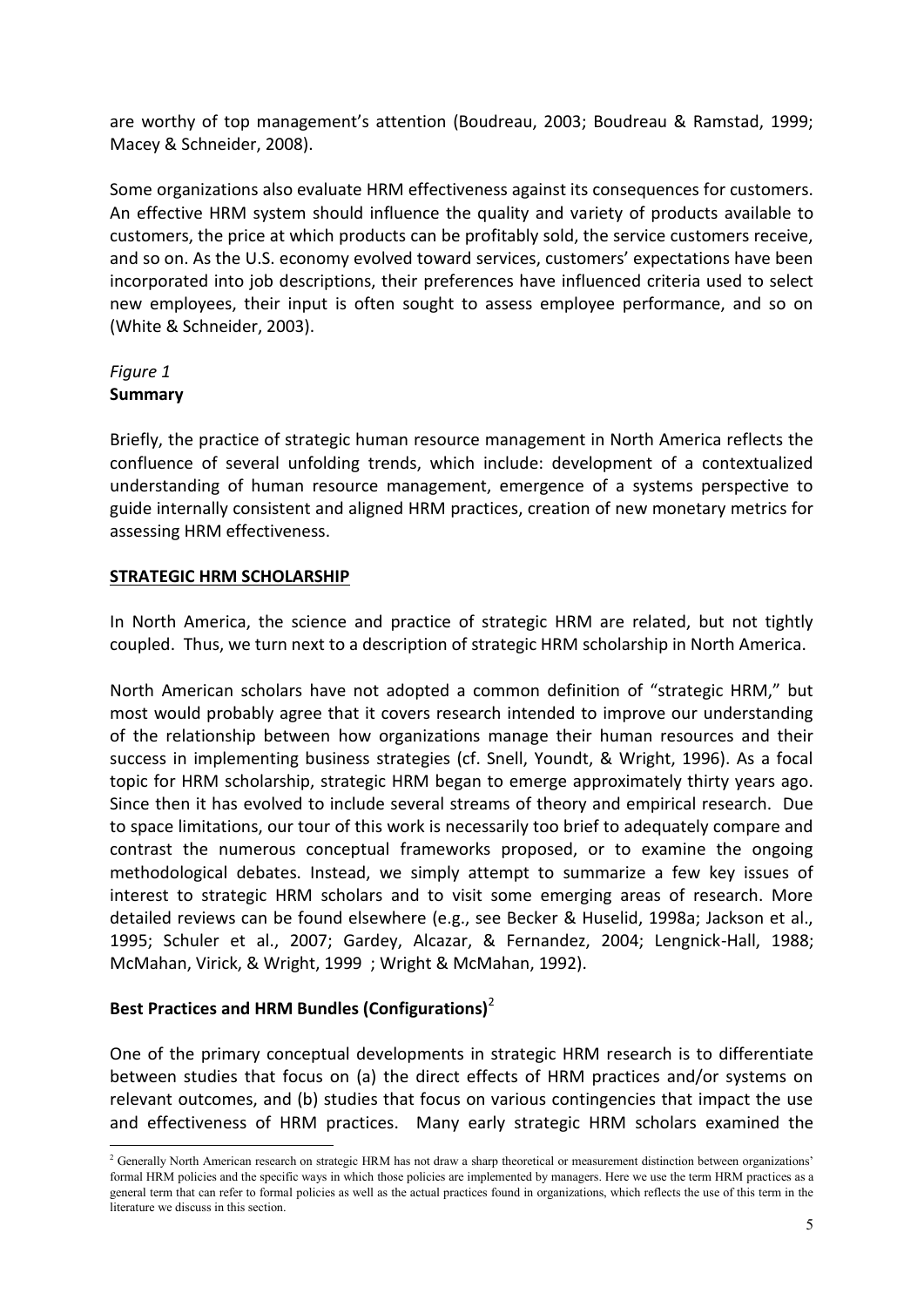are worthy of top management's attention (Boudreau, 2003; Boudreau & Ramstad, 1999; Macey & Schneider, 2008).

Some organizations also evaluate HRM effectiveness against its consequences for customers. An effective HRM system should influence the quality and variety of products available to customers, the price at which products can be profitably sold, the service customers receive, and so on. As the U.S. economy evolved toward services, customers' expectations have been incorporated into job descriptions, their preferences have influenced criteria used to select new employees, their input is often sought to assess employee performance, and so on (White & Schneider, 2003).

*Figure 1*

**Summary**

Briefly, the practice of strategic human resource management in North America reflects the confluence of several unfolding trends, which include: development of a contextualized understanding of human resource management, emergence of a systems perspective to guide internally consistent and aligned HRM practices, creation of new monetary metrics for assessing HRM effectiveness.

## STRATEGIC HRM SCHOLARSHIP

In North America, the science and practice of strategic HRM are related, but not tightly coupled. Thus, we turn next to a description of strategic HRM scholarship in North America.

North American scholars have not adopted a common definition of "strategic HRM," but most would probably agree that it covers research intended to improve our understanding of the relationship between how organizations manage their human resources and their success in implementing business strategies (cf. Snell, Youndt, & Wright, 1996). As a focal topic for HRM scholarship, strategic HRM began to emerge approximately thirty years ago. Since then it has evolved to include several streams of theory and empirical research. Due to space limitations, our tour of this work is necessarily too brief to adequately compare and contrast the numerous conceptual frameworks proposed, or to examine the ongoing methodological debates. Instead, we simply attempt to summarize a few key issues of interest to strategic HRM scholars and to visit some emerging areas of research. More detailed reviews can be found elsewhere (e.g., see Becker & Huselid, 1998a; Jackson et al., 1995; Schuler et al., 2007; Gardey, Alcazar, & Fernandez, 2004; Lengnick-Hall, 1988; McMahan, Virick, & Wright, 1999 ; Wright & McMahan, 1992).

### Best Practices and HRM Bundles (Configurations)[2]

One of the primary conceptual developments in strategic HRM research is to differentiate between studies that focus on (a) the direct effects of HRM practices and/or systems on relevant outcomes, and (b) studies that focus on various contingencies that impact the use and effectiveness of HRM practices. Many early strategic HRM scholars examined the

[2] Generally North American research on strategic HRM has not draw a sharp theoretical or measurement distinction between organizations' formal HRM policies and the specific ways in which those policies are implemented by managers. Here we use the term HRM practices as a general term that can refer to formal policies as well as the actual practices found in organizations, which reflects the use of this term in the literature we discuss in this section.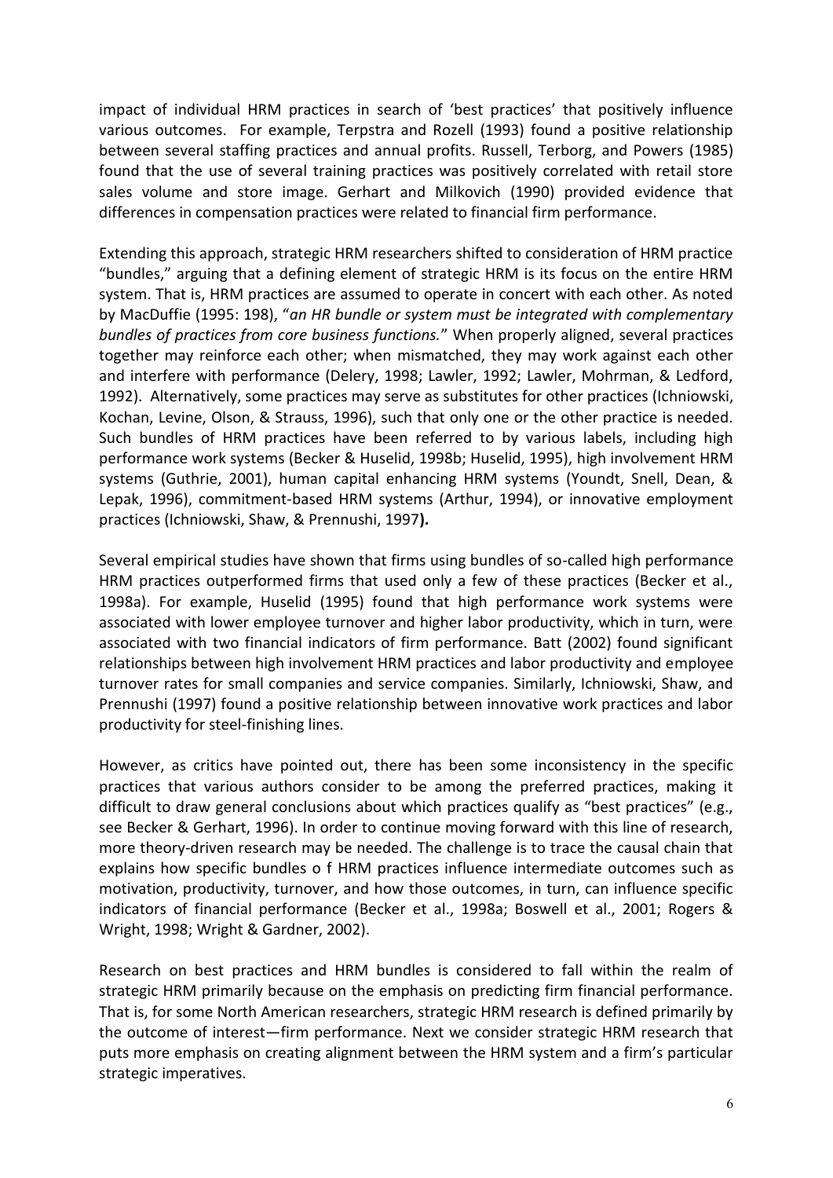impact of individual HRM practices in search of 'best practices' that positively influence various outcomes. For example, Terpstra and Rozell (1993) found a positive relationship between several staffing practices and annual profits. Russell, Terborg, and Powers (1985) found that the use of several training practices was positively correlated with retail store sales volume and store image. Gerhart and Milkovich (1990) provided evidence that differences in compensation practices were related to financial firm performance.

Extending this approach, strategic HRM researchers shifted to consideration of HRM practice "bundles," arguing that a defining element of strategic HRM is its focus on the entire HRM system. That is, HRM practices are assumed to operate in concert with each other. As noted by MacDuffie (1995: 198), "*an HR bundle or system must be integrated with complementary bundles of practices from core business functions.*" When properly aligned, several practices together may reinforce each other; when mismatched, they may work against each other and interfere with performance (Delery, 1998; Lawler, 1992; Lawler, Mohrman, & Ledford, 1992). Alternatively, some practices may serve as substitutes for other practices (Ichniowski, Kochan, Levine, Olson, & Strauss, 1996), such that only one or the other practice is needed. Such bundles of HRM practices have been referred to by various labels, including high performance work systems (Becker & Huselid, 1998b; Huselid, 1995), high involvement HRM systems (Guthrie, 2001), human capital enhancing HRM systems (Youndt, Snell, Dean, & Lepak, 1996), commitment-based HRM systems (Arthur, 1994), or innovative employment practices (Ichniowski, Shaw, & Prennushi, 1997**).**

Several empirical studies have shown that firms using bundles of so-called high performance HRM practices outperformed firms that used only a few of these practices (Becker et al., 1998a). For example, Huselid (1995) found that high performance work systems were associated with lower employee turnover and higher labor productivity, which in turn, were associated with two financial indicators of firm performance. Batt (2002) found significant relationships between high involvement HRM practices and labor productivity and employee turnover rates for small companies and service companies. Similarly, Ichniowski, Shaw, and Prennushi (1997) found a positive relationship between innovative work practices and labor productivity for steel-finishing lines.

However, as critics have pointed out, there has been some inconsistency in the specific practices that various authors consider to be among the preferred practices, making it difficult to draw general conclusions about which practices qualify as "best practices" (e.g., see Becker & Gerhart, 1996). In order to continue moving forward with this line of research, more theory-driven research may be needed. The challenge is to trace the causal chain that explains how specific bundles o f HRM practices influence intermediate outcomes such as motivation, productivity, turnover, and how those outcomes, in turn, can influence specific indicators of financial performance (Becker et al., 1998a; Boswell et al., 2001; Rogers & Wright, 1998; Wright & Gardner, 2002).

Research on best practices and HRM bundles is considered to fall within the realm of strategic HRM primarily because on the emphasis on predicting firm financial performance. That is, for some North American researchers, strategic HRM research is defined primarily by the outcome of interest—firm performance. Next we consider strategic HRM research that puts more emphasis on creating alignment between the HRM system and a firm's particular strategic imperatives.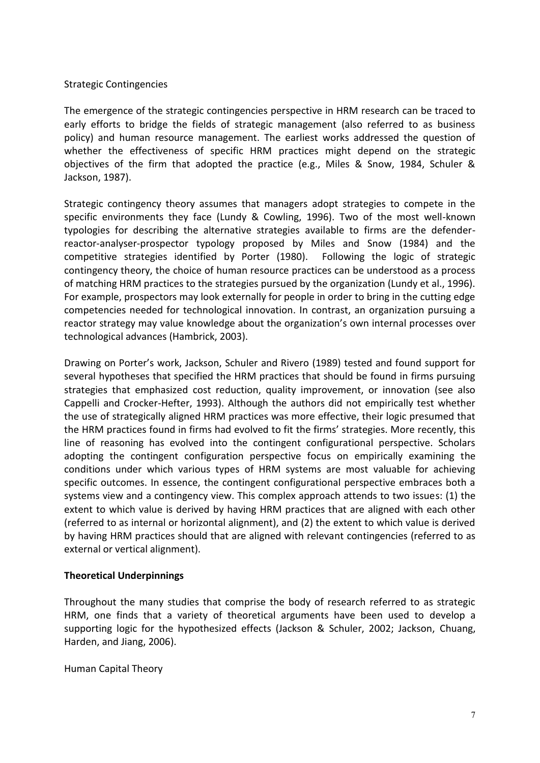### Strategic Contingencies

The emergence of the strategic contingencies perspective in HRM research can be traced to early efforts to bridge the fields of strategic management (also referred to as business policy) and human resource management. The earliest works addressed the question of whether the effectiveness of specific HRM practices might depend on the strategic objectives of the firm that adopted the practice (e.g., Miles & Snow, 1984, Schuler & Jackson, 1987).

Strategic contingency theory assumes that managers adopt strategies to compete in the specific environments they face (Lundy & Cowling, 1996). Two of the most well-known typologies for describing the alternative strategies available to firms are the defender-reactor-analyser-prospector typology proposed by Miles and Snow (1984) and the competitive strategies identified by Porter (1980). Following the logic of strategic contingency theory, the choice of human resource practices can be understood as a process of matching HRM practices to the strategies pursued by the organization (Lundy et al., 1996). For example, prospectors may look externally for people in order to bring in the cutting edge competencies needed for technological innovation. In contrast, an organization pursuing a reactor strategy may value knowledge about the organization's own internal processes over technological advances (Hambrick, 2003).

Drawing on Porter's work, Jackson, Schuler and Rivero (1989) tested and found support for several hypotheses that specified the HRM practices that should be found in firms pursuing strategies that emphasized cost reduction, quality improvement, or innovation (see also Cappelli and Crocker-Hefter, 1993). Although the authors did not empirically test whether the use of strategically aligned HRM practices was more effective, their logic presumed that the HRM practices found in firms had evolved to fit the firms' strategies. More recently, this line of reasoning has evolved into the contingent configurational perspective. Scholars adopting the contingent configuration perspective focus on empirically examining the conditions under which various types of HRM systems are most valuable for achieving specific outcomes. In essence, the contingent configurational perspective embraces both a systems view and a contingency view. This complex approach attends to two issues: (1) the extent to which value is derived by having HRM practices that are aligned with each other (referred to as internal or horizontal alignment), and (2) the extent to which value is derived by having HRM practices should that are aligned with relevant contingencies (referred to as external or vertical alignment).

## Theoretical Underpinnings

Throughout the many studies that comprise the body of research referred to as strategic HRM, one finds that a variety of theoretical arguments have been used to develop a supporting logic for the hypothesized effects (Jackson & Schuler, 2002; Jackson, Chuang, Harden, and Jiang, 2006).

### Human Capital Theory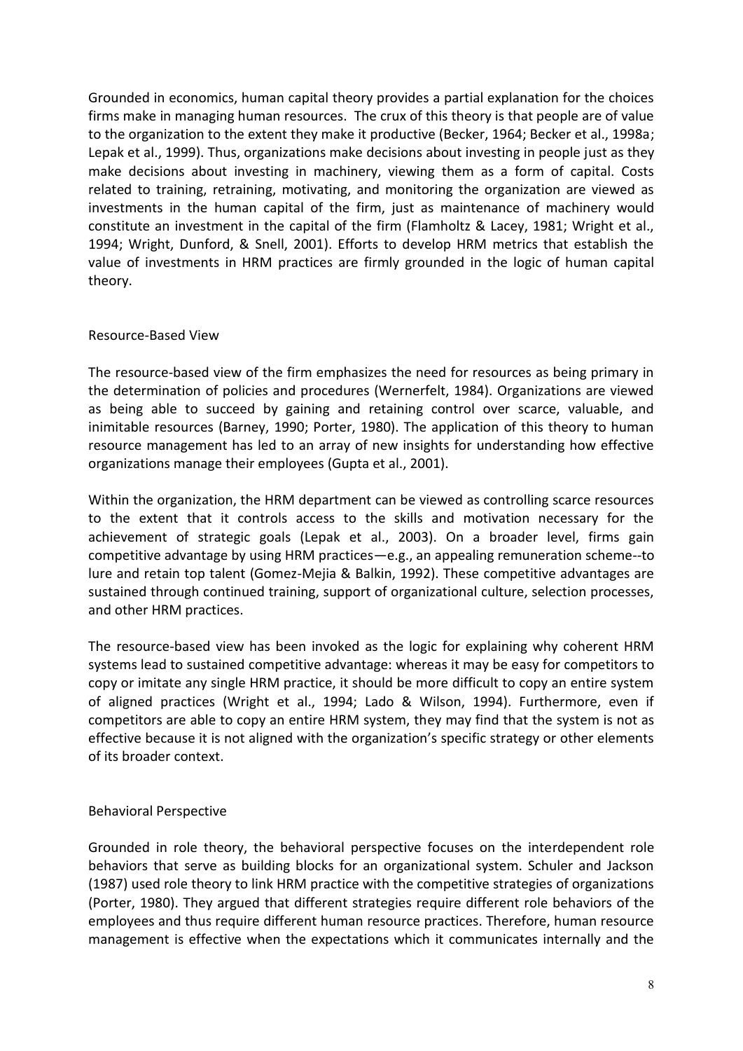Grounded in economics, human capital theory provides a partial explanation for the choices firms make in managing human resources. The crux of this theory is that people are of value to the organization to the extent they make it productive (Becker, 1964; Becker et al., 1998a; Lepak et al., 1999). Thus, organizations make decisions about investing in people just as they make decisions about investing in machinery, viewing them as a form of capital. Costs related to training, retraining, motivating, and monitoring the organization are viewed as investments in the human capital of the firm, just as maintenance of machinery would constitute an investment in the capital of the firm (Flamholtz & Lacey, 1981; Wright et al., 1994; Wright, Dunford, & Snell, 2001). Efforts to develop HRM metrics that establish the value of investments in HRM practices are firmly grounded in the logic of human capital theory.

## Resource-Based View

The resource-based view of the firm emphasizes the need for resources as being primary in the determination of policies and procedures (Wernerfelt, 1984). Organizations are viewed as being able to succeed by gaining and retaining control over scarce, valuable, and inimitable resources (Barney, 1990; Porter, 1980). The application of this theory to human resource management has led to an array of new insights for understanding how effective organizations manage their employees (Gupta et al., 2001).

Within the organization, the HRM department can be viewed as controlling scarce resources to the extent that it controls access to the skills and motivation necessary for the achievement of strategic goals (Lepak et al., 2003). On a broader level, firms gain competitive advantage by using HRM practices—e.g., an appealing remuneration scheme--to lure and retain top talent (Gomez-Mejia & Balkin, 1992). These competitive advantages are sustained through continued training, support of organizational culture, selection processes, and other HRM practices.

The resource-based view has been invoked as the logic for explaining why coherent HRM systems lead to sustained competitive advantage: whereas it may be easy for competitors to copy or imitate any single HRM practice, it should be more difficult to copy an entire system of aligned practices (Wright et al., 1994; Lado & Wilson, 1994). Furthermore, even if competitors are able to copy an entire HRM system, they may find that the system is not as effective because it is not aligned with the organization's specific strategy or other elements of its broader context.

## Behavioral Perspective

Grounded in role theory, the behavioral perspective focuses on the interdependent role behaviors that serve as building blocks for an organizational system. Schuler and Jackson (1987) used role theory to link HRM practice with the competitive strategies of organizations (Porter, 1980). They argued that different strategies require different role behaviors of the employees and thus require different human resource practices. Therefore, human resource management is effective when the expectations which it communicates internally and the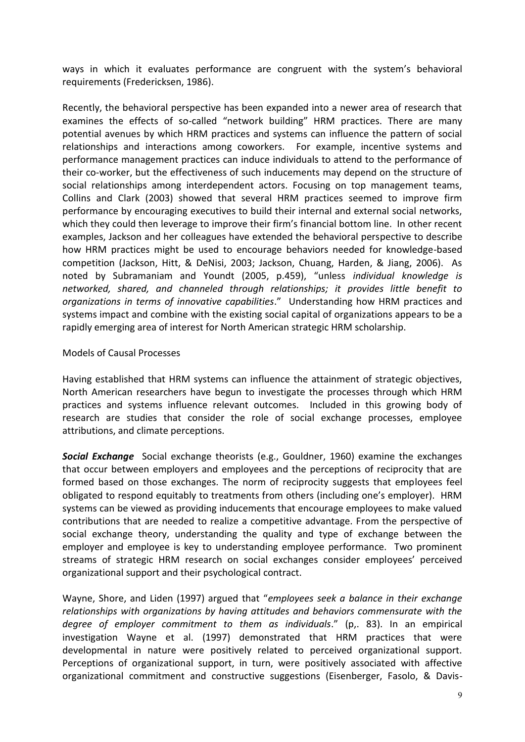ways in which it evaluates performance are congruent with the system's behavioral requirements (Fredericksen, 1986).

Recently, the behavioral perspective has been expanded into a newer area of research that examines the effects of so-called "network building" HRM practices. There are many potential avenues by which HRM practices and systems can influence the pattern of social relationships and interactions among coworkers. For example, incentive systems and performance management practices can induce individuals to attend to the performance of their co-worker, but the effectiveness of such inducements may depend on the structure of social relationships among interdependent actors. Focusing on top management teams, Collins and Clark (2003) showed that several HRM practices seemed to improve firm performance by encouraging executives to build their internal and external social networks, which they could then leverage to improve their firm's financial bottom line. In other recent examples, Jackson and her colleagues have extended the behavioral perspective to describe how HRM practices might be used to encourage behaviors needed for knowledge-based competition (Jackson, Hitt, & DeNisi, 2003; Jackson, Chuang, Harden, & Jiang, 2006). As noted by Subramaniam and Youndt (2005, p.459), "unless *individual knowledge is networked, shared, and channeled through relationships; it provides little benefit to organizations in terms of innovative capabilities*." Understanding how HRM practices and systems impact and combine with the existing social capital of organizations appears to be a rapidly emerging area of interest for North American strategic HRM scholarship.

## Models of Causal Processes

Having established that HRM systems can influence the attainment of strategic objectives, North American researchers have begun to investigate the processes through which HRM practices and systems influence relevant outcomes. Included in this growing body of research are studies that consider the role of social exchange processes, employee attributions, and climate perceptions.

***Social Exchange*** Social exchange theorists (e.g., Gouldner, 1960) examine the exchanges that occur between employers and employees and the perceptions of reciprocity that are formed based on those exchanges. The norm of reciprocity suggests that employees feel obligated to respond equitably to treatments from others (including one's employer). HRM systems can be viewed as providing inducements that encourage employees to make valued contributions that are needed to realize a competitive advantage. From the perspective of social exchange theory, understanding the quality and type of exchange between the employer and employee is key to understanding employee performance. Two prominent streams of strategic HRM research on social exchanges consider employees' perceived organizational support and their psychological contract.

Wayne, Shore, and Liden (1997) argued that "*employees seek a balance in their exchange relationships with organizations by having attitudes and behaviors commensurate with the degree of employer commitment to them as individuals*." (p,. 83). In an empirical investigation Wayne et al. (1997) demonstrated that HRM practices that were developmental in nature were positively related to perceived organizational support. Perceptions of organizational support, in turn, were positively associated with affective organizational commitment and constructive suggestions (Eisenberger, Fasolo, & Davis-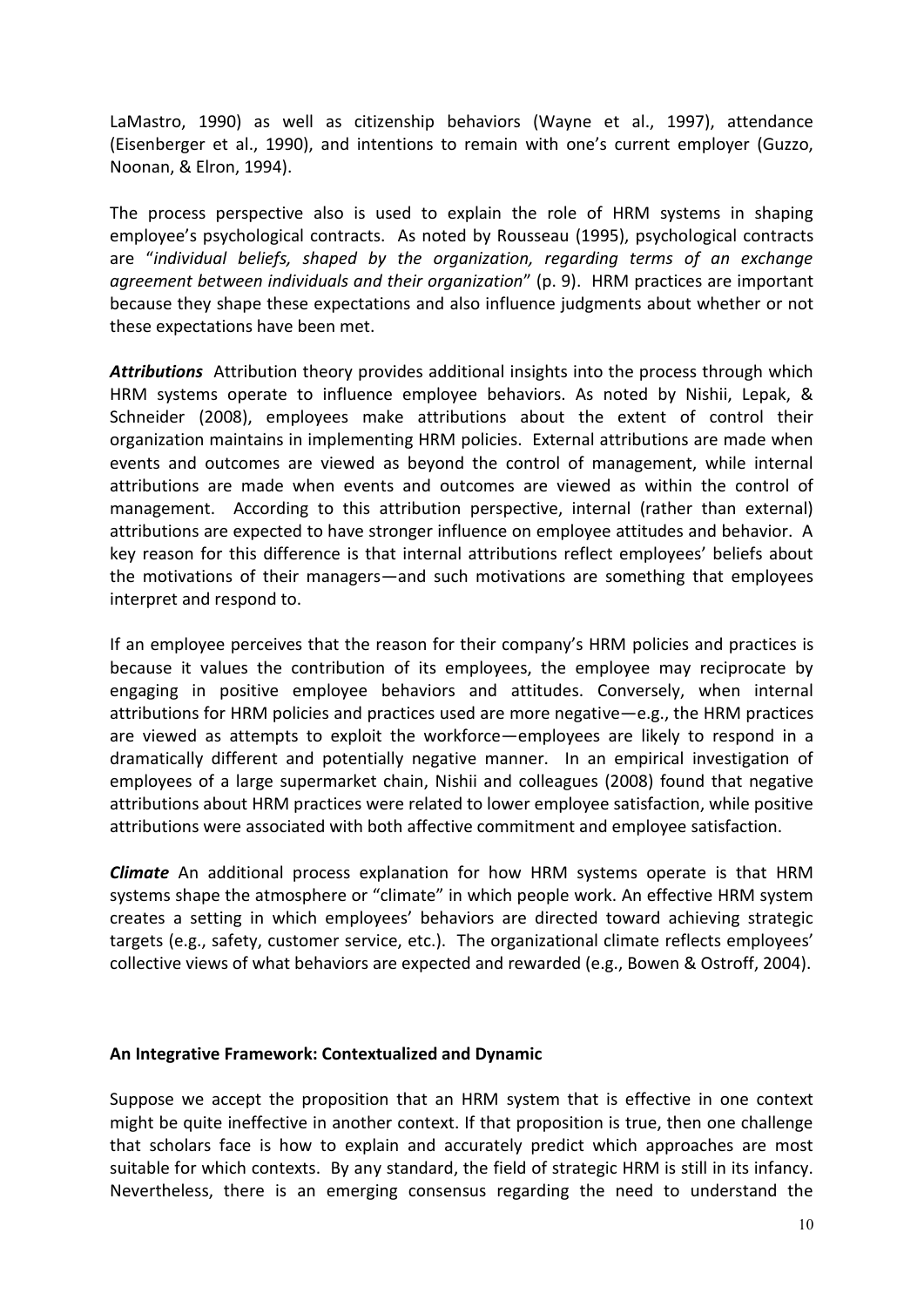LaMastro, 1990) as well as citizenship behaviors (Wayne et al., 1997), attendance (Eisenberger et al., 1990), and intentions to remain with one's current employer (Guzzo, Noonan, & Elron, 1994).

The process perspective also is used to explain the role of HRM systems in shaping employee's psychological contracts. As noted by Rousseau (1995), psychological contracts are "*individual beliefs, shaped by the organization, regarding terms of an exchange agreement between individuals and their organization*" (p. 9). HRM practices are important because they shape these expectations and also influence judgments about whether or not these expectations have been met.

***Attributions*** Attribution theory provides additional insights into the process through which HRM systems operate to influence employee behaviors. As noted by Nishii, Lepak, & Schneider (2008), employees make attributions about the extent of control their organization maintains in implementing HRM policies. External attributions are made when events and outcomes are viewed as beyond the control of management, while internal attributions are made when events and outcomes are viewed as within the control of management. According to this attribution perspective, internal (rather than external) attributions are expected to have stronger influence on employee attitudes and behavior. A key reason for this difference is that internal attributions reflect employees' beliefs about the motivations of their managers—and such motivations are something that employees interpret and respond to.

If an employee perceives that the reason for their company's HRM policies and practices is because it values the contribution of its employees, the employee may reciprocate by engaging in positive employee behaviors and attitudes. Conversely, when internal attributions for HRM policies and practices used are more negative—e.g., the HRM practices are viewed as attempts to exploit the workforce—employees are likely to respond in a dramatically different and potentially negative manner. In an empirical investigation of employees of a large supermarket chain, Nishii and colleagues (2008) found that negative attributions about HRM practices were related to lower employee satisfaction, while positive attributions were associated with both affective commitment and employee satisfaction.

***Climate*** An additional process explanation for how HRM systems operate is that HRM systems shape the atmosphere or "climate" in which people work. An effective HRM system creates a setting in which employees' behaviors are directed toward achieving strategic targets (e.g., safety, customer service, etc.). The organizational climate reflects employees' collective views of what behaviors are expected and rewarded (e.g., Bowen & Ostroff, 2004).

**An Integrative Framework: Contextualized and Dynamic**

Suppose we accept the proposition that an HRM system that is effective in one context might be quite ineffective in another context. If that proposition is true, then one challenge that scholars face is how to explain and accurately predict which approaches are most suitable for which contexts. By any standard, the field of strategic HRM is still in its infancy. Nevertheless, there is an emerging consensus regarding the need to understand the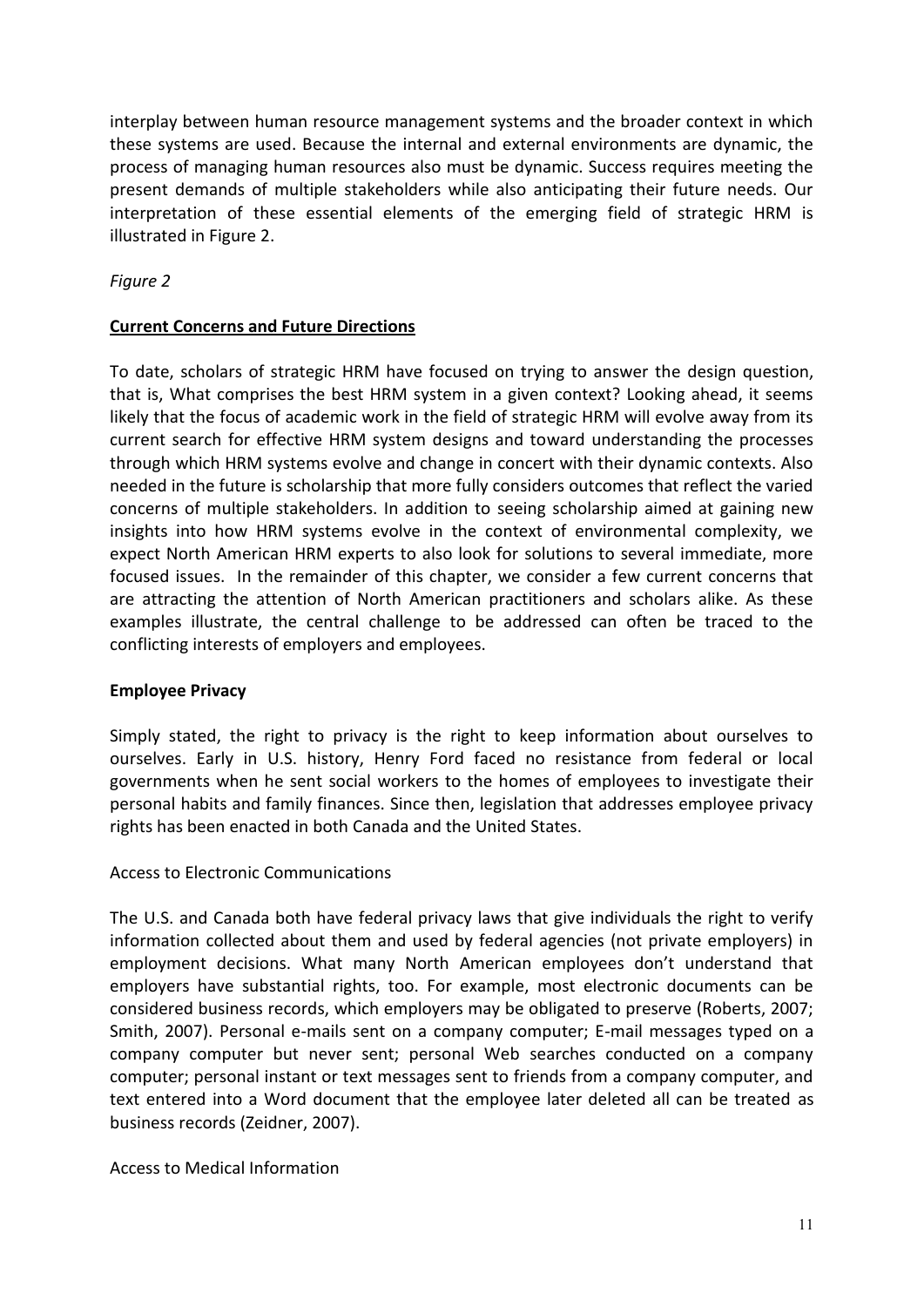interplay between human resource management systems and the broader context in which these systems are used. Because the internal and external environments are dynamic, the process of managing human resources also must be dynamic. Success requires meeting the present demands of multiple stakeholders while also anticipating their future needs. Our interpretation of these essential elements of the emerging field of strategic HRM is illustrated in Figure 2.

*Figure 2*

## Current Concerns and Future Directions

To date, scholars of strategic HRM have focused on trying to answer the design question, that is, What comprises the best HRM system in a given context? Looking ahead, it seems likely that the focus of academic work in the field of strategic HRM will evolve away from its current search for effective HRM system designs and toward understanding the processes through which HRM systems evolve and change in concert with their dynamic contexts. Also needed in the future is scholarship that more fully considers outcomes that reflect the varied concerns of multiple stakeholders. In addition to seeing scholarship aimed at gaining new insights into how HRM systems evolve in the context of environmental complexity, we expect North American HRM experts to also look for solutions to several immediate, more focused issues. In the remainder of this chapter, we consider a few current concerns that are attracting the attention of North American practitioners and scholars alike. As these examples illustrate, the central challenge to be addressed can often be traced to the conflicting interests of employers and employees.

### Employee Privacy

Simply stated, the right to privacy is the right to keep information about ourselves to ourselves. Early in U.S. history, Henry Ford faced no resistance from federal or local governments when he sent social workers to the homes of employees to investigate their personal habits and family finances. Since then, legislation that addresses employee privacy rights has been enacted in both Canada and the United States.

#### Access to Electronic Communications

The U.S. and Canada both have federal privacy laws that give individuals the right to verify information collected about them and used by federal agencies (not private employers) in employment decisions. What many North American employees don't understand that employers have substantial rights, too. For example, most electronic documents can be considered business records, which employers may be obligated to preserve (Roberts, 2007; Smith, 2007). Personal e-mails sent on a company computer; E-mail messages typed on a company computer but never sent; personal Web searches conducted on a company computer; personal instant or text messages sent to friends from a company computer, and text entered into a Word document that the employee later deleted all can be treated as business records (Zeidner, 2007).

#### Access to Medical Information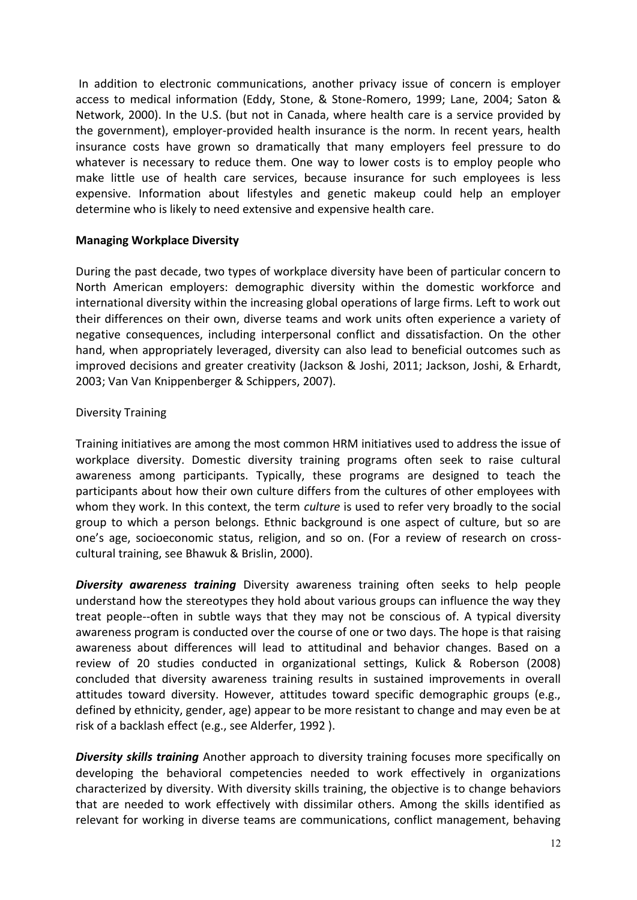In addition to electronic communications, another privacy issue of concern is employer access to medical information (Eddy, Stone, & Stone-Romero, 1999; Lane, 2004; Saton & Network, 2000). In the U.S. (but not in Canada, where health care is a service provided by the government), employer-provided health insurance is the norm. In recent years, health insurance costs have grown so dramatically that many employers feel pressure to do whatever is necessary to reduce them. One way to lower costs is to employ people who make little use of health care services, because insurance for such employees is less expensive. Information about lifestyles and genetic makeup could help an employer determine who is likely to need extensive and expensive health care.

**Managing Workplace Diversity**

During the past decade, two types of workplace diversity have been of particular concern to North American employers: demographic diversity within the domestic workforce and international diversity within the increasing global operations of large firms. Left to work out their differences on their own, diverse teams and work units often experience a variety of negative consequences, including interpersonal conflict and dissatisfaction. On the other hand, when appropriately leveraged, diversity can also lead to beneficial outcomes such as improved decisions and greater creativity (Jackson & Joshi, 2011; Jackson, Joshi, & Erhardt, 2003; Van Van Knippenberger & Schippers, 2007).

Diversity Training

Training initiatives are among the most common HRM initiatives used to address the issue of workplace diversity. Domestic diversity training programs often seek to raise cultural awareness among participants. Typically, these programs are designed to teach the participants about how their own culture differs from the cultures of other employees with whom they work. In this context, the term *culture* is used to refer very broadly to the social group to which a person belongs. Ethnic background is one aspect of culture, but so are one's age, socioeconomic status, religion, and so on. (For a review of research on cross-cultural training, see Bhawuk & Brislin, 2000).

***Diversity awareness training*** Diversity awareness training often seeks to help people understand how the stereotypes they hold about various groups can influence the way they treat people--often in subtle ways that they may not be conscious of. A typical diversity awareness program is conducted over the course of one or two days. The hope is that raising awareness about differences will lead to attitudinal and behavior changes. Based on a review of 20 studies conducted in organizational settings, Kulick & Roberson (2008) concluded that diversity awareness training results in sustained improvements in overall attitudes toward diversity. However, attitudes toward specific demographic groups (e.g., defined by ethnicity, gender, age) appear to be more resistant to change and may even be at risk of a backlash effect (e.g., see Alderfer, 1992 ).

***Diversity skills training*** Another approach to diversity training focuses more specifically on developing the behavioral competencies needed to work effectively in organizations characterized by diversity. With diversity skills training, the objective is to change behaviors that are needed to work effectively with dissimilar others. Among the skills identified as relevant for working in diverse teams are communications, conflict management, behaving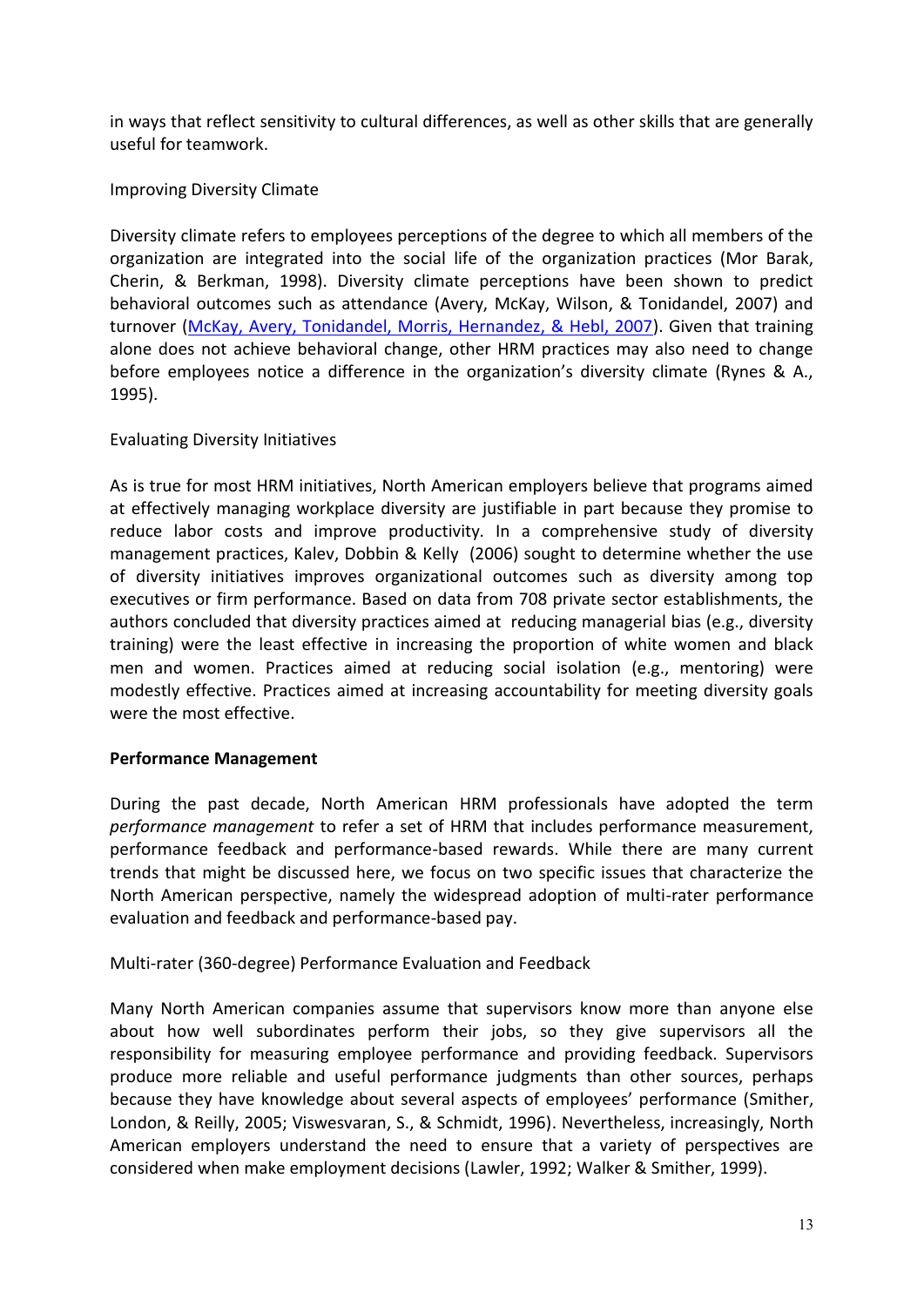in ways that reflect sensitivity to cultural differences, as well as other skills that are generally useful for teamwork.

### Improving Diversity Climate

Diversity climate refers to employees perceptions of the degree to which all members of the organization are integrated into the social life of the organization practices (Mor Barak, Cherin, & Berkman, 1998). Diversity climate perceptions have been shown to predict behavioral outcomes such as attendance (Avery, McKay, Wilson, & Tonidandel, 2007) and turnover (McKay, Avery, Tonidandel, Morris, Hernandez, & Hebl, 2007). Given that training alone does not achieve behavioral change, other HRM practices may also need to change before employees notice a difference in the organization's diversity climate (Rynes & A., 1995).

### Evaluating Diversity Initiatives

As is true for most HRM initiatives, North American employers believe that programs aimed at effectively managing workplace diversity are justifiable in part because they promise to reduce labor costs and improve productivity. In a comprehensive study of diversity management practices, Kalev, Dobbin & Kelly (2006) sought to determine whether the use of diversity initiatives improves organizational outcomes such as diversity among top executives or firm performance. Based on data from 708 private sector establishments, the authors concluded that diversity practices aimed at reducing managerial bias (e.g., diversity training) were the least effective in increasing the proportion of white women and black men and women. Practices aimed at reducing social isolation (e.g., mentoring) were modestly effective. Practices aimed at increasing accountability for meeting diversity goals were the most effective.

## Performance Management

During the past decade, North American HRM professionals have adopted the term *performance management* to refer a set of HRM that includes performance measurement, performance feedback and performance-based rewards. While there are many current trends that might be discussed here, we focus on two specific issues that characterize the North American perspective, namely the widespread adoption of multi-rater performance evaluation and feedback and performance-based pay.

### Multi-rater (360-degree) Performance Evaluation and Feedback

Many North American companies assume that supervisors know more than anyone else about how well subordinates perform their jobs, so they give supervisors all the responsibility for measuring employee performance and providing feedback. Supervisors produce more reliable and useful performance judgments than other sources, perhaps because they have knowledge about several aspects of employees' performance (Smither, London, & Reilly, 2005; Viswesvaran, S., & Schmidt, 1996). Nevertheless, increasingly, North American employers understand the need to ensure that a variety of perspectives are considered when make employment decisions (Lawler, 1992; Walker & Smither, 1999).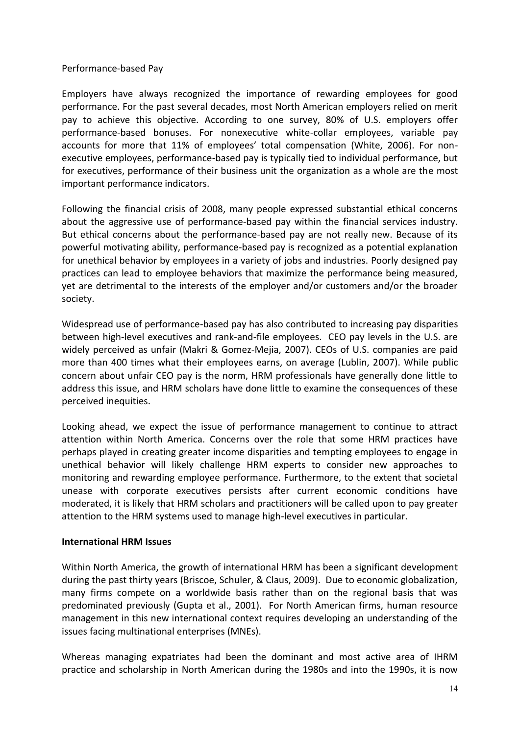Performance-based Pay

Employers have always recognized the importance of rewarding employees for good performance. For the past several decades, most North American employers relied on merit pay to achieve this objective. According to one survey, 80% of U.S. employers offer performance-based bonuses. For nonexecutive white-collar employees, variable pay accounts for more that 11% of employees' total compensation (White, 2006). For non-executive employees, performance-based pay is typically tied to individual performance, but for executives, performance of their business unit the organization as a whole are the most important performance indicators.

Following the financial crisis of 2008, many people expressed substantial ethical concerns about the aggressive use of performance-based pay within the financial services industry. But ethical concerns about the performance-based pay are not really new. Because of its powerful motivating ability, performance-based pay is recognized as a potential explanation for unethical behavior by employees in a variety of jobs and industries. Poorly designed pay practices can lead to employee behaviors that maximize the performance being measured, yet are detrimental to the interests of the employer and/or customers and/or the broader society.

Widespread use of performance-based pay has also contributed to increasing pay disparities between high-level executives and rank-and-file employees. CEO pay levels in the U.S. are widely perceived as unfair (Makri & Gomez-Mejia, 2007). CEOs of U.S. companies are paid more than 400 times what their employees earns, on average (Lublin, 2007). While public concern about unfair CEO pay is the norm, HRM professionals have generally done little to address this issue, and HRM scholars have done little to examine the consequences of these perceived inequities.

Looking ahead, we expect the issue of performance management to continue to attract attention within North America. Concerns over the role that some HRM practices have perhaps played in creating greater income disparities and tempting employees to engage in unethical behavior will likely challenge HRM experts to consider new approaches to monitoring and rewarding employee performance. Furthermore, to the extent that societal unease with corporate executives persists after current economic conditions have moderated, it is likely that HRM scholars and practitioners will be called upon to pay greater attention to the HRM systems used to manage high-level executives in particular.

**International HRM Issues**

Within North America, the growth of international HRM has been a significant development during the past thirty years (Briscoe, Schuler, & Claus, 2009). Due to economic globalization, many firms compete on a worldwide basis rather than on the regional basis that was predominated previously (Gupta et al., 2001). For North American firms, human resource management in this new international context requires developing an understanding of the issues facing multinational enterprises (MNEs).

Whereas managing expatriates had been the dominant and most active area of IHRM practice and scholarship in North American during the 1980s and into the 1990s, it is now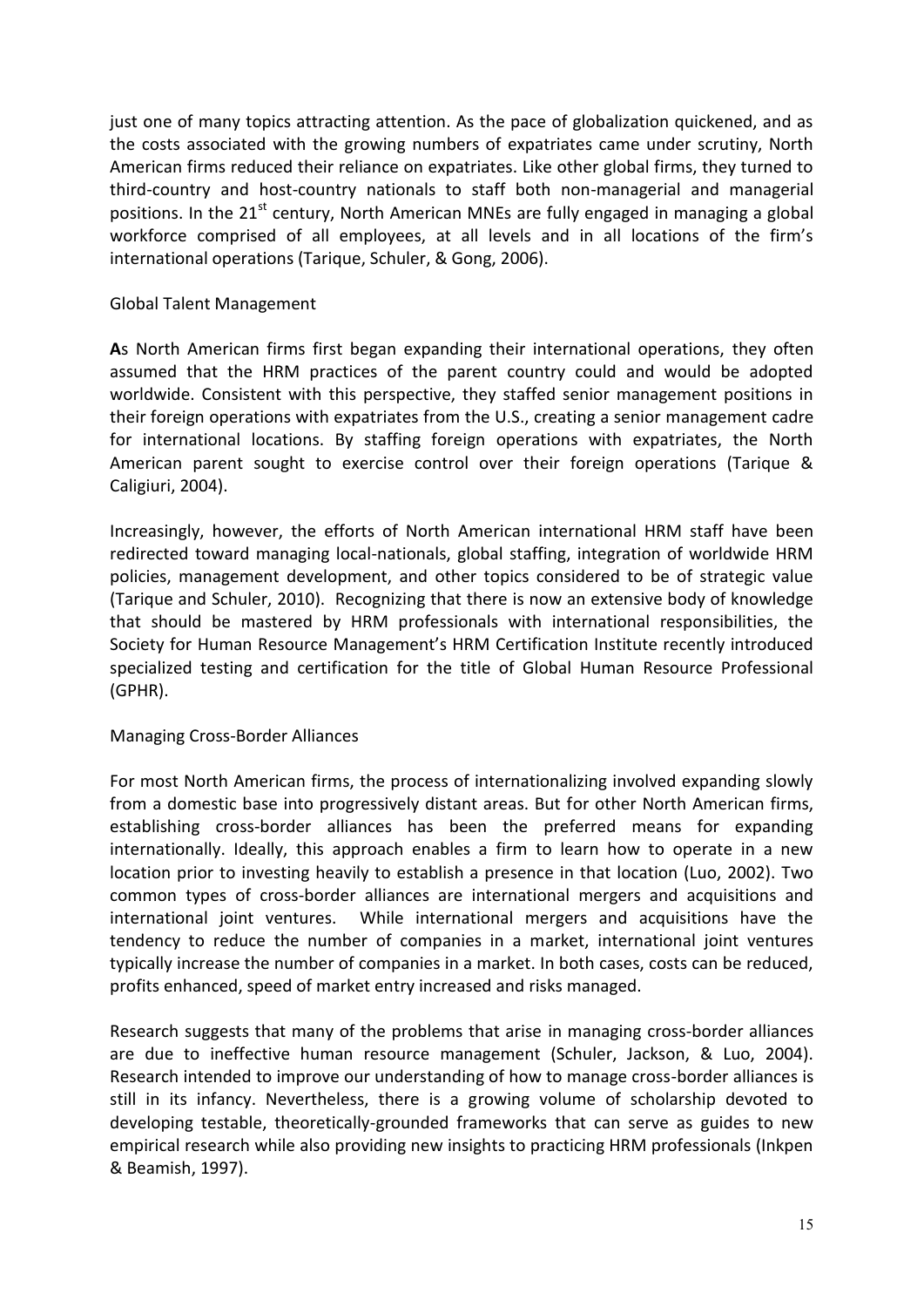just one of many topics attracting attention. As the pace of globalization quickened, and as the costs associated with the growing numbers of expatriates came under scrutiny, North American firms reduced their reliance on expatriates. Like other global firms, they turned to third-country and host-country nationals to staff both non-managerial and managerial positions. In the 21st century, North American MNEs are fully engaged in managing a global workforce comprised of all employees, at all levels and in all locations of the firm's international operations (Tarique, Schuler, & Gong, 2006).

## Global Talent Management

**A**s North American firms first began expanding their international operations, they often assumed that the HRM practices of the parent country could and would be adopted worldwide. Consistent with this perspective, they staffed senior management positions in their foreign operations with expatriates from the U.S., creating a senior management cadre for international locations. By staffing foreign operations with expatriates, the North American parent sought to exercise control over their foreign operations (Tarique & Caligiuri, 2004).

Increasingly, however, the efforts of North American international HRM staff have been redirected toward managing local-nationals, global staffing, integration of worldwide HRM policies, management development, and other topics considered to be of strategic value (Tarique and Schuler, 2010). Recognizing that there is now an extensive body of knowledge that should be mastered by HRM professionals with international responsibilities, the Society for Human Resource Management's HRM Certification Institute recently introduced specialized testing and certification for the title of Global Human Resource Professional (GPHR).

## Managing Cross-Border Alliances

For most North American firms, the process of internationalizing involved expanding slowly from a domestic base into progressively distant areas. But for other North American firms, establishing cross-border alliances has been the preferred means for expanding internationally. Ideally, this approach enables a firm to learn how to operate in a new location prior to investing heavily to establish a presence in that location (Luo, 2002). Two common types of cross-border alliances are international mergers and acquisitions and international joint ventures. While international mergers and acquisitions have the tendency to reduce the number of companies in a market, international joint ventures typically increase the number of companies in a market. In both cases, costs can be reduced, profits enhanced, speed of market entry increased and risks managed.

Research suggests that many of the problems that arise in managing cross-border alliances are due to ineffective human resource management (Schuler, Jackson, & Luo, 2004). Research intended to improve our understanding of how to manage cross-border alliances is still in its infancy. Nevertheless, there is a growing volume of scholarship devoted to developing testable, theoretically-grounded frameworks that can serve as guides to new empirical research while also providing new insights to practicing HRM professionals (Inkpen & Beamish, 1997).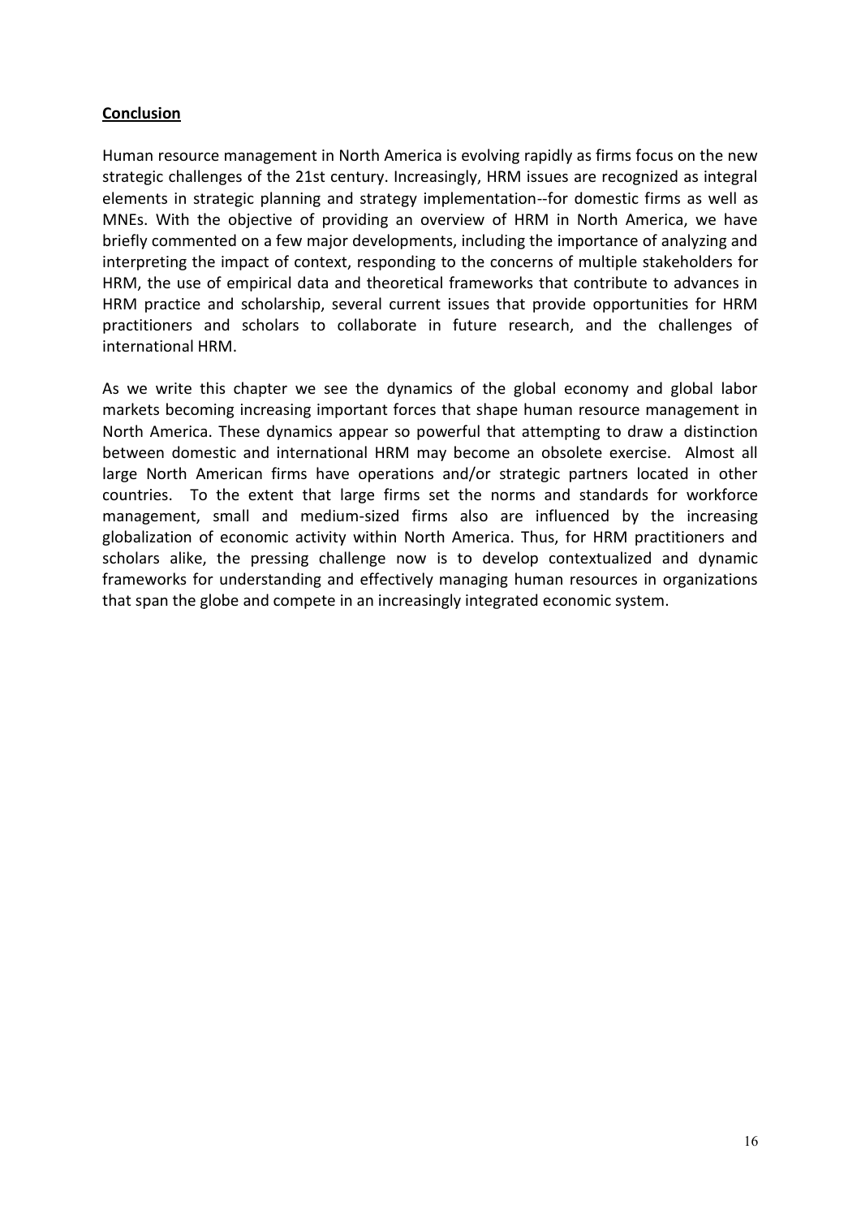## Conclusion

Human resource management in North America is evolving rapidly as firms focus on the new strategic challenges of the 21st century. Increasingly, HRM issues are recognized as integral elements in strategic planning and strategy implementation--for domestic firms as well as MNEs. With the objective of providing an overview of HRM in North America, we have briefly commented on a few major developments, including the importance of analyzing and interpreting the impact of context, responding to the concerns of multiple stakeholders for HRM, the use of empirical data and theoretical frameworks that contribute to advances in HRM practice and scholarship, several current issues that provide opportunities for HRM practitioners and scholars to collaborate in future research, and the challenges of international HRM.

As we write this chapter we see the dynamics of the global economy and global labor markets becoming increasing important forces that shape human resource management in North America. These dynamics appear so powerful that attempting to draw a distinction between domestic and international HRM may become an obsolete exercise. Almost all large North American firms have operations and/or strategic partners located in other countries. To the extent that large firms set the norms and standards for workforce management, small and medium-sized firms also are influenced by the increasing globalization of economic activity within North America. Thus, for HRM practitioners and scholars alike, the pressing challenge now is to develop contextualized and dynamic frameworks for understanding and effectively managing human resources in organizations that span the globe and compete in an increasingly integrated economic system.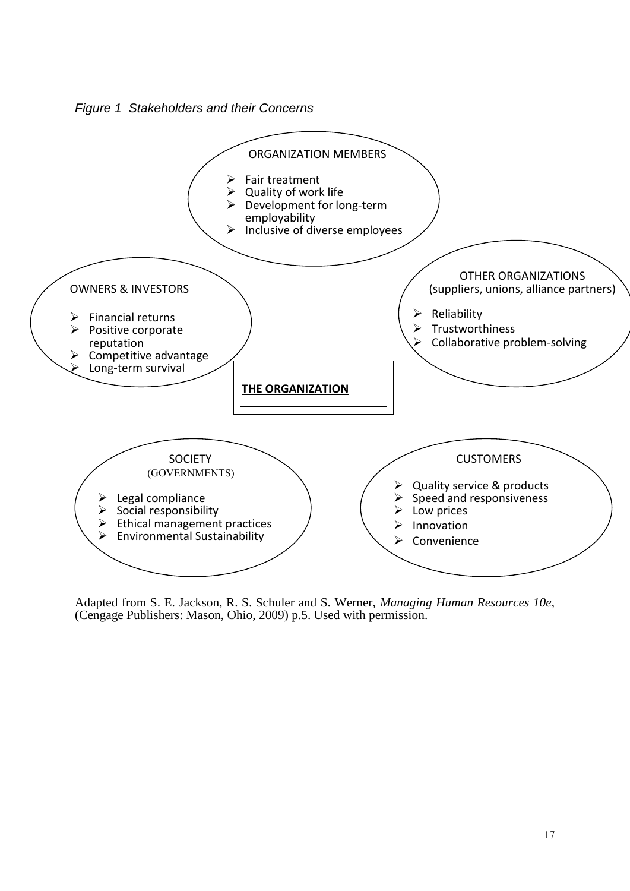*Figure 1  Stakeholders and their Concerns*

ORGANIZATION MEMBERS

- Fair treatment
- Quality of work life
- Development for long-term employability
- Inclusive of diverse employees

OWNERS & INVESTORS

- Financial returns
- Positive corporate reputation
- Competitive advantage
- Long-term survival

OTHER ORGANIZATIONS
(suppliers, unions, alliance partners)

- Reliability
- Trustworthiness
- Collaborative problem-solving

**THE ORGANIZATION**

SOCIETY
(GOVERNMENTS)

- Legal compliance
- Social responsibility
- Ethical management practices
- Environmental Sustainability

CUSTOMERS

- Quality service & products
- Speed and responsiveness
- Low prices
- Innovation
- Convenience

Adapted from S. E. Jackson, R. S. Schuler and S. Werner, *Managing Human Resources 10e*, (Cengage Publishers: Mason, Ohio, 2009) p.5. Used with permission.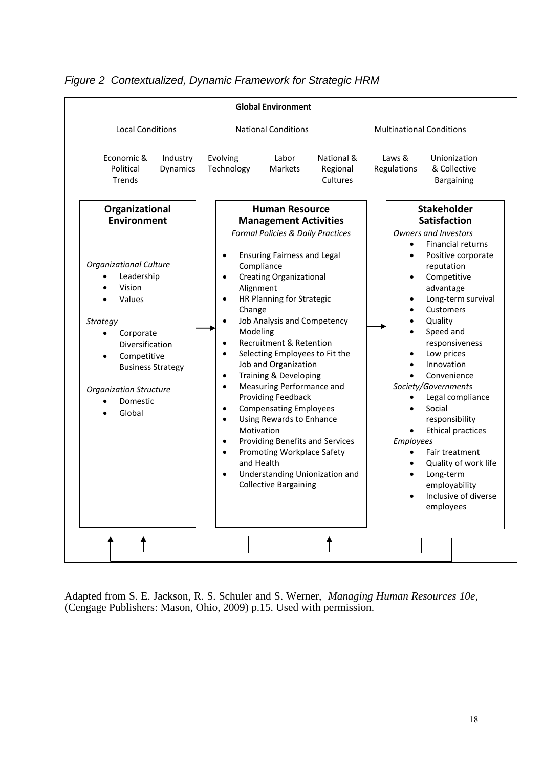*Figure 2 Contextualized, Dynamic Framework for Strategic HRM*

**Global Environment**

Local Conditions | National Conditions | Multinational Conditions

Economic & Political Trends | Industry Dynamics | Evolving Technology | Labor Markets | National & Regional Cultures | Laws & Regulations | Unionization & Collective Bargaining

**Organizational Environment**

*Organizational Culture*

- Leadership
- Vision
- Values

*Strategy*

- Corporate Diversification
- Competitive Business Strategy

*Organization Structure*

- Domestic
- Global

→

**Human Resource Management Activities**

*Formal Policies & Daily Practices*

- Ensuring Fairness and Legal Compliance
- Creating Organizational Alignment
- HR Planning for Strategic Change
- Job Analysis and Competency Modeling
- Recruitment & Retention
- Selecting Employees to Fit the Job and Organization
- Training & Developing
- Measuring Performance and Providing Feedback
- Compensating Employees
- Using Rewards to Enhance Motivation
- Providing Benefits and Services
- Promoting Workplace Safety and Health
- Understanding Unionization and Collective Bargaining

→

**Stakeholder Satisfaction**

*Owners and Investors*

- Financial returns
- Positive corporate reputation
- Competitive advantage
- Long-term survival
- Customers
- Quality
- Speed and responsiveness
- Low prices
- Innovation
- Convenience

*Society/Governments*

- Legal compliance
- Social responsibility
- Ethical practices

*Employees*

- Fair treatment
- Quality of work life
- Long-term employability
- Inclusive of diverse employees

Adapted from S. E. Jackson, R. S. Schuler and S. Werner, *Managing Human Resources 10e*, (Cengage Publishers: Mason, Ohio, 2009) p.15. Used with permission.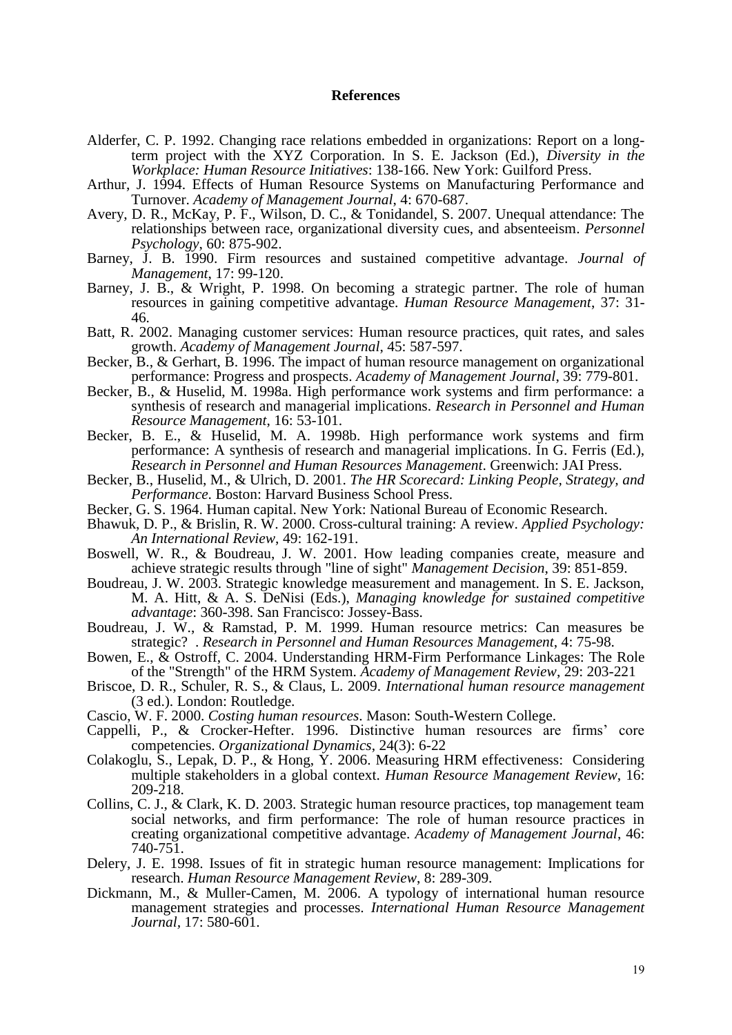## References

Alderfer, C. P. 1992. Changing race relations embedded in organizations: Report on a long-term project with the XYZ Corporation. In S. E. Jackson (Ed.), *Diversity in the Workplace: Human Resource Initiatives*: 138-166. New York: Guilford Press.

Arthur, J. 1994. Effects of Human Resource Systems on Manufacturing Performance and Turnover. *Academy of Management Journal*, 4: 670-687.

Avery, D. R., McKay, P. F., Wilson, D. C., & Tonidandel, S. 2007. Unequal attendance: The relationships between race, organizational diversity cues, and absenteeism. *Personnel Psychology*, 60: 875-902.

Barney, J. B. 1990. Firm resources and sustained competitive advantage. *Journal of Management*, 17: 99-120.

Barney, J. B., & Wright, P. 1998. On becoming a strategic partner. The role of human resources in gaining competitive advantage. *Human Resource Management*, 37: 31-46.

Batt, R. 2002. Managing customer services: Human resource practices, quit rates, and sales growth. *Academy of Management Journal*, 45: 587-597.

Becker, B., & Gerhart, B. 1996. The impact of human resource management on organizational performance: Progress and prospects. *Academy of Management Journal*, 39: 779-801.

Becker, B., & Huselid, M. 1998a. High performance work systems and firm performance: a synthesis of research and managerial implications. *Research in Personnel and Human Resource Management*, 16: 53-101.

Becker, B. E., & Huselid, M. A. 1998b. High performance work systems and firm performance: A synthesis of research and managerial implications. In G. Ferris (Ed.), *Research in Personnel and Human Resources Management*. Greenwich: JAI Press.

Becker, B., Huselid, M., & Ulrich, D. 2001. *The HR Scorecard: Linking People, Strategy, and Performance*. Boston: Harvard Business School Press.

Becker, G. S. 1964. Human capital. New York: National Bureau of Economic Research.

Bhawuk, D. P., & Brislin, R. W. 2000. Cross-cultural training: A review. *Applied Psychology: An International Review*, 49: 162-191.

Boswell, W. R., & Boudreau, J. W. 2001. How leading companies create, measure and achieve strategic results through "line of sight" *Management Decision*, 39: 851-859.

Boudreau, J. W. 2003. Strategic knowledge measurement and management. In S. E. Jackson, M. A. Hitt, & A. S. DeNisi (Eds.), *Managing knowledge for sustained competitive advantage*: 360-398. San Francisco: Jossey-Bass.

Boudreau, J. W., & Ramstad, P. M. 1999. Human resource metrics: Can measures be strategic? . *Research in Personnel and Human Resources Management*, 4: 75-98.

Bowen, E., & Ostroff, C. 2004. Understanding HRM-Firm Performance Linkages: The Role of the "Strength" of the HRM System. *Academy of Management Review*, 29: 203-221

Briscoe, D. R., Schuler, R. S., & Claus, L. 2009. *International human resource management* (3 ed.). London: Routledge.

Cascio, W. F. 2000. *Costing human resources*. Mason: South-Western College.

Cappelli, P., & Crocker-Hefter. 1996. Distinctive human resources are firms' core competencies. *Organizational Dynamics*, 24(3): 6-22

Colakoglu, S., Lepak, D. P., & Hong, Y. 2006. Measuring HRM effectiveness: Considering multiple stakeholders in a global context. *Human Resource Management Review*, 16: 209-218.

Collins, C. J., & Clark, K. D. 2003. Strategic human resource practices, top management team social networks, and firm performance: The role of human resource practices in creating organizational competitive advantage. *Academy of Management Journal*, 46: 740-751.

Delery, J. E. 1998. Issues of fit in strategic human resource management: Implications for research. *Human Resource Management Review*, 8: 289-309.

Dickmann, M., & Muller-Camen, M. 2006. A typology of international human resource management strategies and processes. *International Human Resource Management Journal*, 17: 580-601.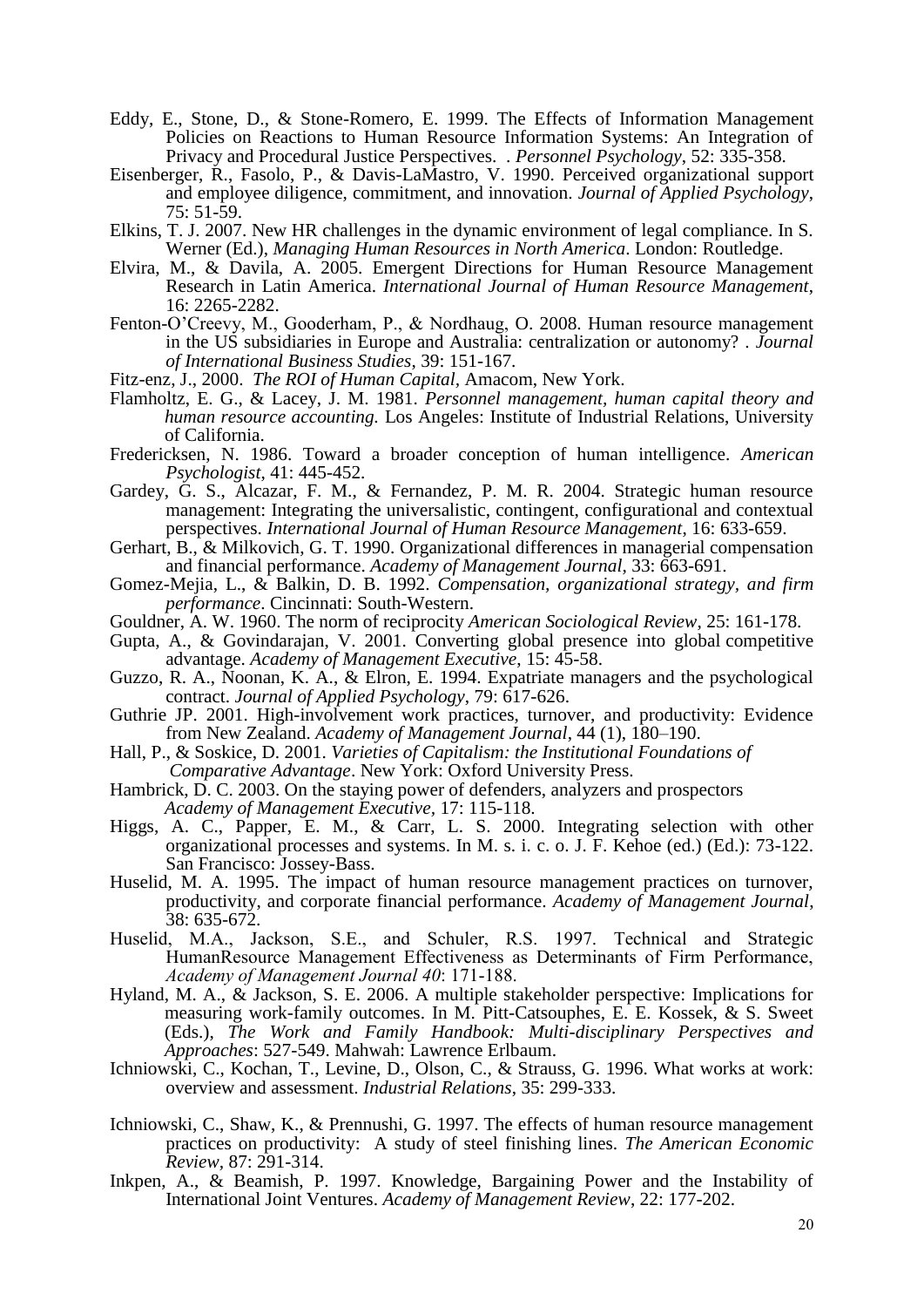Eddy, E., Stone, D., & Stone-Romero, E. 1999. The Effects of Information Management Policies on Reactions to Human Resource Information Systems: An Integration of Privacy and Procedural Justice Perspectives. . *Personnel Psychology*, 52: 335-358.

Eisenberger, R., Fasolo, P., & Davis-LaMastro, V. 1990. Perceived organizational support and employee diligence, commitment, and innovation. *Journal of Applied Psychology*, 75: 51-59.

Elkins, T. J. 2007. New HR challenges in the dynamic environment of legal compliance. In S. Werner (Ed.), *Managing Human Resources in North America*. London: Routledge.

Elvira, M., & Davila, A. 2005. Emergent Directions for Human Resource Management Research in Latin America. *International Journal of Human Resource Management*, 16: 2265-2282.

Fenton-O'Creevy, M., Gooderham, P., & Nordhaug, O. 2008. Human resource management in the US subsidiaries in Europe and Australia: centralization or autonomy? . *Journal of International Business Studies*, 39: 151-167.

Fitz-enz, J., 2000. *The ROI of Human Capital*, Amacom, New York.

Flamholtz, E. G., & Lacey, J. M. 1981. *Personnel management, human capital theory and human resource accounting*. Los Angeles: Institute of Industrial Relations, University of California.

Fredericksen, N. 1986. Toward a broader conception of human intelligence. *American Psychologist*, 41: 445-452.

Gardey, G. S., Alcazar, F. M., & Fernandez, P. M. R. 2004. Strategic human resource management: Integrating the universalistic, contingent, configurational and contextual perspectives. *International Journal of Human Resource Management*, 16: 633-659.

Gerhart, B., & Milkovich, G. T. 1990. Organizational differences in managerial compensation and financial performance. *Academy of Management Journal*, 33: 663-691.

Gomez-Mejia, L., & Balkin, D. B. 1992. *Compensation, organizational strategy, and firm performance*. Cincinnati: South-Western.

Gouldner, A. W. 1960. The norm of reciprocity *American Sociological Review*, 25: 161-178.

Gupta, A., & Govindarajan, V. 2001. Converting global presence into global competitive advantage. *Academy of Management Executive*, 15: 45-58.

Guzzo, R. A., Noonan, K. A., & Elron, E. 1994. Expatriate managers and the psychological contract. *Journal of Applied Psychology*, 79: 617-626.

Guthrie JP. 2001. High-involvement work practices, turnover, and productivity: Evidence from New Zealand. *Academy of Management Journal*, 44 (1), 180–190.

Hall, P., & Soskice, D. 2001. *Varieties of Capitalism: the Institutional Foundations of Comparative Advantage*. New York: Oxford University Press.

Hambrick, D. C. 2003. On the staying power of defenders, analyzers and prospectors *Academy of Management Executive*, 17: 115-118.

Higgs, A. C., Papper, E. M., & Carr, L. S. 2000. Integrating selection with other organizational processes and systems. In M. s. i. c. o. J. F. Kehoe (ed.) (Ed.): 73-122. San Francisco: Jossey-Bass.

Huselid, M. A. 1995. The impact of human resource management practices on turnover, productivity, and corporate financial performance. *Academy of Management Journal*, 38: 635-672.

Huselid, M.A., Jackson, S.E., and Schuler, R.S. 1997. Technical and Strategic HumanResource Management Effectiveness as Determinants of Firm Performance, *Academy of Management Journal 40*: 171-188.

Hyland, M. A., & Jackson, S. E. 2006. A multiple stakeholder perspective: Implications for measuring work-family outcomes. In M. Pitt-Catsouphes, E. E. Kossek, & S. Sweet (Eds.), *The Work and Family Handbook: Multi-disciplinary Perspectives and Approaches*: 527-549. Mahwah: Lawrence Erlbaum.

Ichniowski, C., Kochan, T., Levine, D., Olson, C., & Strauss, G. 1996. What works at work: overview and assessment. *Industrial Relations*, 35: 299-333.

Ichniowski, C., Shaw, K., & Prennushi, G. 1997. The effects of human resource management practices on productivity: A study of steel finishing lines. *The American Economic Review*, 87: 291-314.

Inkpen, A., & Beamish, P. 1997. Knowledge, Bargaining Power and the Instability of International Joint Ventures. *Academy of Management Review*, 22: 177-202.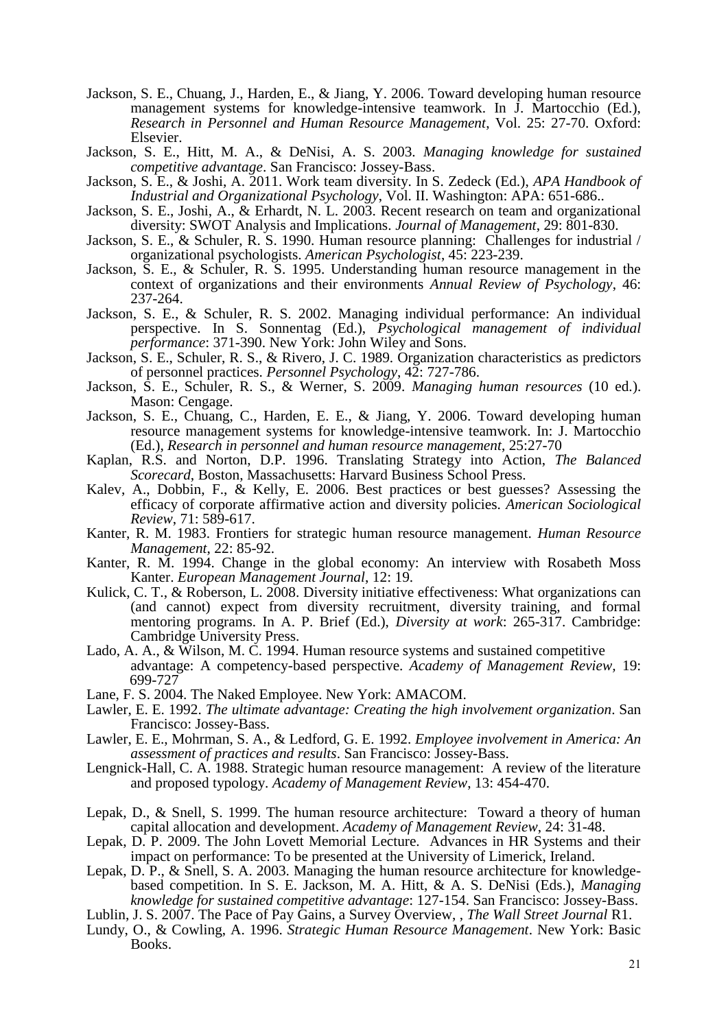Jackson, S. E., Chuang, J., Harden, E., & Jiang, Y. 2006. Toward developing human resource management systems for knowledge-intensive teamwork. In J. Martocchio (Ed.), *Research in Personnel and Human Resource Management*, Vol. 25: 27-70. Oxford: Elsevier.

Jackson, S. E., Hitt, M. A., & DeNisi, A. S. 2003. *Managing knowledge for sustained competitive advantage*. San Francisco: Jossey-Bass.

Jackson, S. E., & Joshi, A. 2011. Work team diversity. In S. Zedeck (Ed.), *APA Handbook of Industrial and Organizational Psychology*, Vol. II. Washington: APA: 651-686..

Jackson, S. E., Joshi, A., & Erhardt, N. L. 2003. Recent research on team and organizational diversity: SWOT Analysis and Implications. *Journal of Management*, 29: 801-830.

Jackson, S. E., & Schuler, R. S. 1990. Human resource planning: Challenges for industrial / organizational psychologists. *American Psychologist*, 45: 223-239.

Jackson, S. E., & Schuler, R. S. 1995. Understanding human resource management in the context of organizations and their environments *Annual Review of Psychology*, 46: 237-264.

Jackson, S. E., & Schuler, R. S. 2002. Managing individual performance: An individual perspective. In S. Sonnentag (Ed.), *Psychological management of individual performance*: 371-390. New York: John Wiley and Sons.

Jackson, S. E., Schuler, R. S., & Rivero, J. C. 1989. Organization characteristics as predictors of personnel practices. *Personnel Psychology*, 42: 727-786.

Jackson, S. E., Schuler, R. S., & Werner, S. 2009. *Managing human resources* (10 ed.). Mason: Cengage.

Jackson, S. E., Chuang, C., Harden, E. E., & Jiang, Y. 2006. Toward developing human resource management systems for knowledge-intensive teamwork. In: J. Martocchio (Ed.), *Research in personnel and human resource management*, 25:27-70

Kaplan, R.S. and Norton, D.P. 1996. Translating Strategy into Action, *The Balanced Scorecard*, Boston, Massachusetts: Harvard Business School Press.

Kalev, A., Dobbin, F., & Kelly, E. 2006. Best practices or best guesses? Assessing the efficacy of corporate affirmative action and diversity policies. *American Sociological Review*, 71: 589-617.

Kanter, R. M. 1983. Frontiers for strategic human resource management. *Human Resource Management*, 22: 85-92.

Kanter, R. M. 1994. Change in the global economy: An interview with Rosabeth Moss Kanter. *European Management Journal*, 12: 19.

Kulick, C. T., & Roberson, L. 2008. Diversity initiative effectiveness: What organizations can (and cannot) expect from diversity recruitment, diversity training, and formal mentoring programs. In A. P. Brief (Ed.), *Diversity at work*: 265-317. Cambridge: Cambridge University Press.

Lado, A. A., & Wilson, M. C. 1994. Human resource systems and sustained competitive advantage: A competency-based perspective. *Academy of Management Review*, 19: 699-727

Lane, F. S. 2004. The Naked Employee. New York: AMACOM.

Lawler, E. E. 1992. *The ultimate advantage: Creating the high involvement organization*. San Francisco: Jossey-Bass.

Lawler, E. E., Mohrman, S. A., & Ledford, G. E. 1992. *Employee involvement in America: An assessment of practices and results*. San Francisco: Jossey-Bass.

Lengnick-Hall, C. A. 1988. Strategic human resource management: A review of the literature and proposed typology. *Academy of Management Review*, 13: 454-470.

Lepak, D., & Snell, S. 1999. The human resource architecture: Toward a theory of human capital allocation and development. *Academy of Management Review*, 24: 31-48.

Lepak, D. P. 2009. The John Lovett Memorial Lecture. Advances in HR Systems and their impact on performance: To be presented at the University of Limerick, Ireland.

Lepak, D. P., & Snell, S. A. 2003. Managing the human resource architecture for knowledge-based competition. In S. E. Jackson, M. A. Hitt, & A. S. DeNisi (Eds.), *Managing knowledge for sustained competitive advantage*: 127-154. San Francisco: Jossey-Bass.

Lublin, J. S. 2007. The Pace of Pay Gains, a Survey Overview, , *The Wall Street Journal* R1.

Lundy, O., & Cowling, A. 1996. *Strategic Human Resource Management*. New York: Basic Books.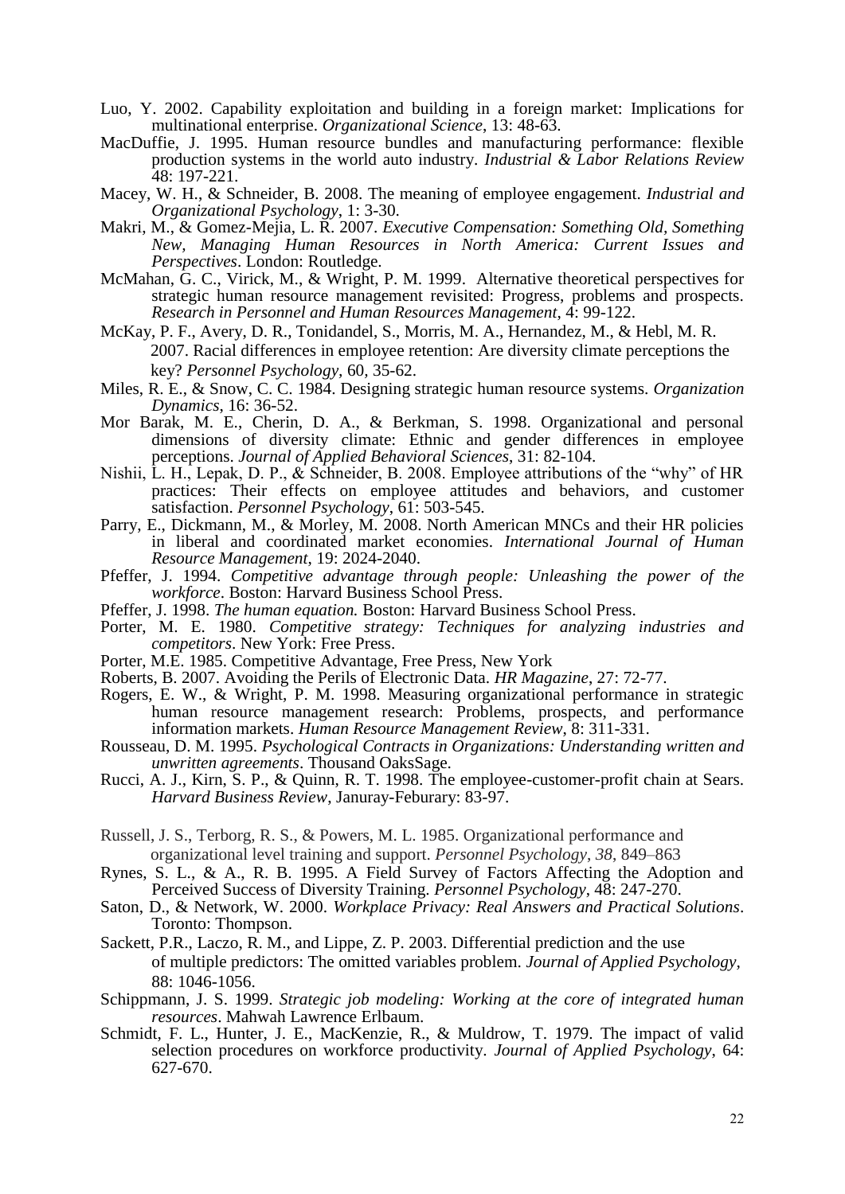Luo, Y. 2002. Capability exploitation and building in a foreign market: Implications for multinational enterprise. *Organizational Science*, 13: 48-63.

MacDuffie, J. 1995. Human resource bundles and manufacturing performance: flexible production systems in the world auto industry. *Industrial & Labor Relations Review* 48: 197-221.

Macey, W. H., & Schneider, B. 2008. The meaning of employee engagement. *Industrial and Organizational Psychology*, 1: 3-30.

Makri, M., & Gomez-Mejia, L. R. 2007. *Executive Compensation: Something Old, Something New, Managing Human Resources in North America: Current Issues and Perspectives*. London: Routledge.

McMahan, G. C., Virick, M., & Wright, P. M. 1999. Alternative theoretical perspectives for strategic human resource management revisited: Progress, problems and prospects. *Research in Personnel and Human Resources Management*, 4: 99-122.

McKay, P. F., Avery, D. R., Tonidandel, S., Morris, M. A., Hernandez, M., & Hebl, M. R. 2007. Racial differences in employee retention: Are diversity climate perceptions the key? *Personnel Psychology*, 60, 35-62.

Miles, R. E., & Snow, C. C. 1984. Designing strategic human resource systems. *Organization Dynamics*, 16: 36-52.

Mor Barak, M. E., Cherin, D. A., & Berkman, S. 1998. Organizational and personal dimensions of diversity climate: Ethnic and gender differences in employee perceptions. *Journal of Applied Behavioral Sciences*, 31: 82-104.

Nishii, L. H., Lepak, D. P., & Schneider, B. 2008. Employee attributions of the "why" of HR practices: Their effects on employee attitudes and behaviors, and customer satisfaction. *Personnel Psychology*, 61: 503-545.

Parry, E., Dickmann, M., & Morley, M. 2008. North American MNCs and their HR policies in liberal and coordinated market economies. *International Journal of Human Resource Management*, 19: 2024-2040.

Pfeffer, J. 1994. *Competitive advantage through people: Unleashing the power of the workforce*. Boston: Harvard Business School Press.

Pfeffer, J. 1998. *The human equation.* Boston: Harvard Business School Press.

Porter, M. E. 1980. *Competitive strategy: Techniques for analyzing industries and competitors*. New York: Free Press.

Porter, M.E. 1985. Competitive Advantage, Free Press, New York

Roberts, B. 2007. Avoiding the Perils of Electronic Data. *HR Magazine*, 27: 72-77.

Rogers, E. W., & Wright, P. M. 1998. Measuring organizational performance in strategic human resource management research: Problems, prospects, and performance information markets. *Human Resource Management Review*, 8: 311-331.

Rousseau, D. M. 1995. *Psychological Contracts in Organizations: Understanding written and unwritten agreements*. Thousand OaksSage.

Rucci, A. J., Kirn, S. P., & Quinn, R. T. 1998. The employee-customer-profit chain at Sears. *Harvard Business Review*, Januray-Feburary: 83-97.

Russell, J. S., Terborg, R. S., & Powers, M. L. 1985. Organizational performance and organizational level training and support. *Personnel Psychology*, *38*, 849–863

Rynes, S. L., & A., R. B. 1995. A Field Survey of Factors Affecting the Adoption and Perceived Success of Diversity Training. *Personnel Psychology*, 48: 247-270.

Saton, D., & Network, W. 2000. *Workplace Privacy: Real Answers and Practical Solutions*. Toronto: Thompson.

Sackett, P.R., Laczo, R. M., and Lippe, Z. P. 2003. Differential prediction and the use of multiple predictors: The omitted variables problem. *Journal of Applied Psychology*, 88: 1046-1056.

Schippmann, J. S. 1999. *Strategic job modeling: Working at the core of integrated human resources*. Mahwah Lawrence Erlbaum.

Schmidt, F. L., Hunter, J. E., MacKenzie, R., & Muldrow, T. 1979. The impact of valid selection procedures on workforce productivity. *Journal of Applied Psychology*, 64: 627-670.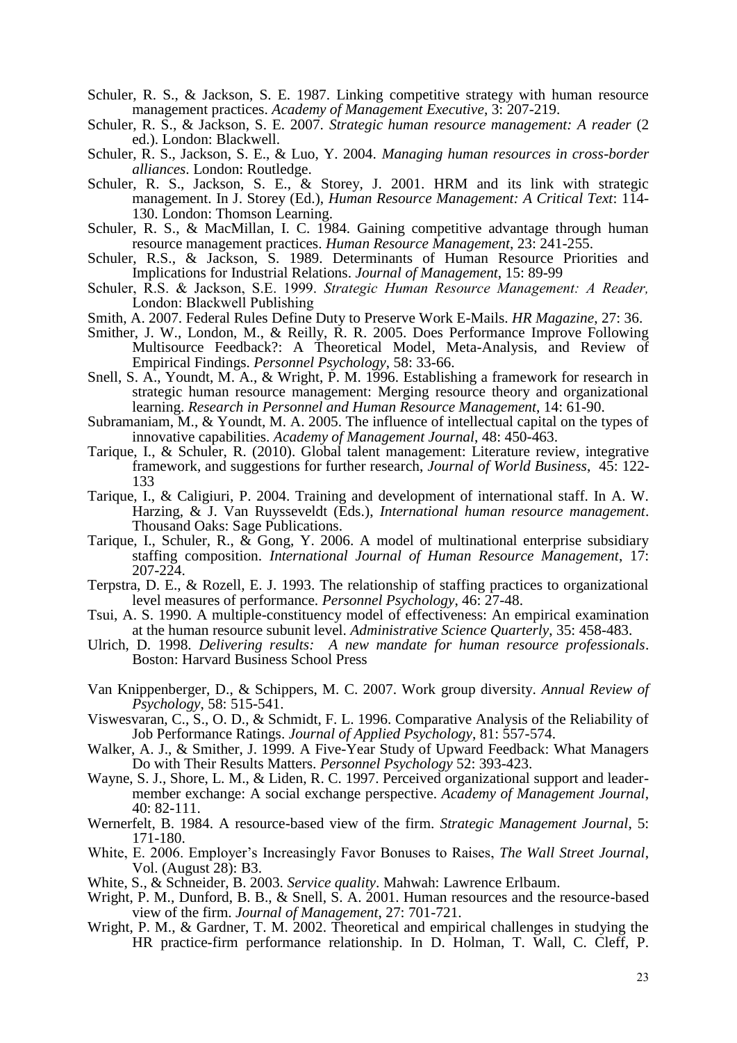Schuler, R. S., & Jackson, S. E. 1987. Linking competitive strategy with human resource management practices. *Academy of Management Executive*, 3: 207-219.

Schuler, R. S., & Jackson, S. E. 2007. *Strategic human resource management: A reader* (2 ed.). London: Blackwell.

Schuler, R. S., Jackson, S. E., & Luo, Y. 2004. *Managing human resources in cross-border alliances*. London: Routledge.

Schuler, R. S., Jackson, S. E., & Storey, J. 2001. HRM and its link with strategic management. In J. Storey (Ed.), *Human Resource Management: A Critical Text*: 114-130. London: Thomson Learning.

Schuler, R. S., & MacMillan, I. C. 1984. Gaining competitive advantage through human resource management practices. *Human Resource Management*, 23: 241-255.

Schuler, R.S., & Jackson, S. 1989. Determinants of Human Resource Priorities and Implications for Industrial Relations. *Journal of Management*, 15: 89-99

Schuler, R.S. & Jackson, S.E. 1999. *Strategic Human Resource Management: A Reader,* London: Blackwell Publishing

Smith, A. 2007. Federal Rules Define Duty to Preserve Work E-Mails. *HR Magazine*, 27: 36.

Smither, J. W., London, M., & Reilly, R. R. 2005. Does Performance Improve Following Multisource Feedback?: A Theoretical Model, Meta-Analysis, and Review of Empirical Findings. *Personnel Psychology*, 58: 33-66.

Snell, S. A., Youndt, M. A., & Wright, P. M. 1996. Establishing a framework for research in strategic human resource management: Merging resource theory and organizational learning. *Research in Personnel and Human Resource Management*, 14: 61-90.

Subramaniam, M., & Youndt, M. A. 2005. The influence of intellectual capital on the types of innovative capabilities. *Academy of Management Journal*, 48: 450-463.

Tarique, I., & Schuler, R. (2010). Global talent management: Literature review, integrative framework, and suggestions for further research, *Journal of World Business*, 45: 122-133

Tarique, I., & Caligiuri, P. 2004. Training and development of international staff. In A. W. Harzing, & J. Van Ruysseveldt (Eds.), *International human resource management*. Thousand Oaks: Sage Publications.

Tarique, I., Schuler, R., & Gong, Y. 2006. A model of multinational enterprise subsidiary staffing composition. *International Journal of Human Resource Management*, 17: 207-224.

Terpstra, D. E., & Rozell, E. J. 1993. The relationship of staffing practices to organizational level measures of performance. *Personnel Psychology*, 46: 27-48.

Tsui, A. S. 1990. A multiple-constituency model of effectiveness: An empirical examination at the human resource subunit level. *Administrative Science Quarterly*, 35: 458-483.

Ulrich, D. 1998. *Delivering results: A new mandate for human resource professionals*. Boston: Harvard Business School Press

Van Knippenberger, D., & Schippers, M. C. 2007. Work group diversity. *Annual Review of Psychology*, 58: 515-541.

Viswesvaran, C., S., O. D., & Schmidt, F. L. 1996. Comparative Analysis of the Reliability of Job Performance Ratings. *Journal of Applied Psychology*, 81: 557-574.

Walker, A. J., & Smither, J. 1999. A Five-Year Study of Upward Feedback: What Managers Do with Their Results Matters. *Personnel Psychology* 52: 393-423.

Wayne, S. J., Shore, L. M., & Liden, R. C. 1997. Perceived organizational support and leader-member exchange: A social exchange perspective. *Academy of Management Journal*, 40: 82-111.

Wernerfelt, B. 1984. A resource-based view of the firm. *Strategic Management Journal*, 5: 171-180.

White, E. 2006. Employer's Increasingly Favor Bonuses to Raises, *The Wall Street Journal*, Vol. (August 28): B3.

White, S., & Schneider, B. 2003. *Service quality*. Mahwah: Lawrence Erlbaum.

Wright, P. M., Dunford, B. B., & Snell, S. A. 2001. Human resources and the resource-based view of the firm. *Journal of Management*, 27: 701-721.

Wright, P. M., & Gardner, T. M. 2002. Theoretical and empirical challenges in studying the HR practice-firm performance relationship. In D. Holman, T. Wall, C. Cleff, P.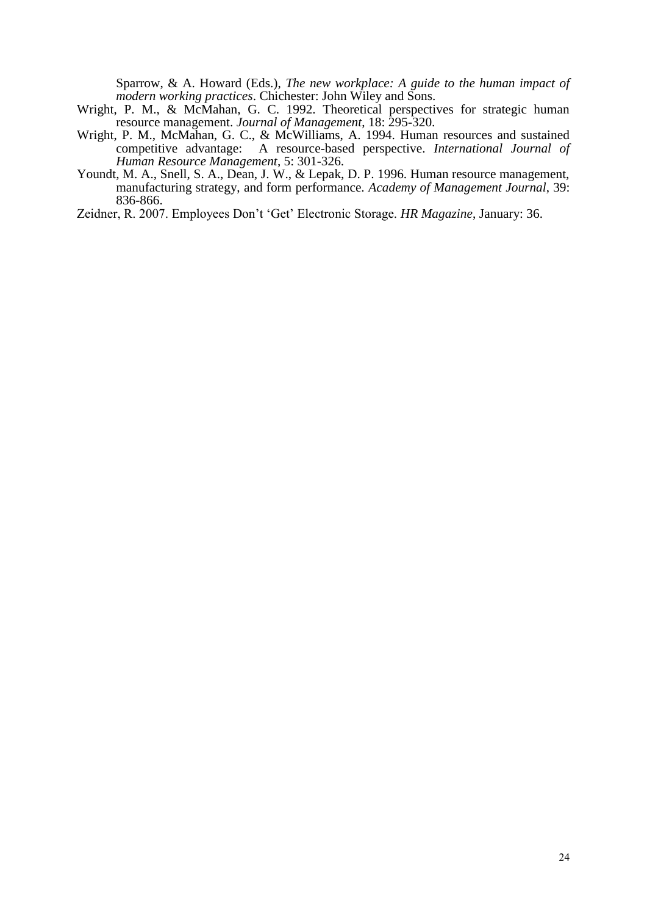Sparrow, & A. Howard (Eds.), *The new workplace: A guide to the human impact of modern working practices*. Chichester: John Wiley and Sons.

Wright, P. M., & McMahan, G. C. 1992. Theoretical perspectives for strategic human resource management. *Journal of Management,* 18: 295-320.

Wright, P. M., McMahan, G. C., & McWilliams, A. 1994. Human resources and sustained competitive advantage: A resource-based perspective. *International Journal of Human Resource Management*, 5: 301-326.

Youndt, M. A., Snell, S. A., Dean, J. W., & Lepak, D. P. 1996. Human resource management, manufacturing strategy, and form performance. *Academy of Management Journal*, 39: 836-866.

Zeidner, R. 2007. Employees Don't 'Get' Electronic Storage. *HR Magazine*, January: 36.